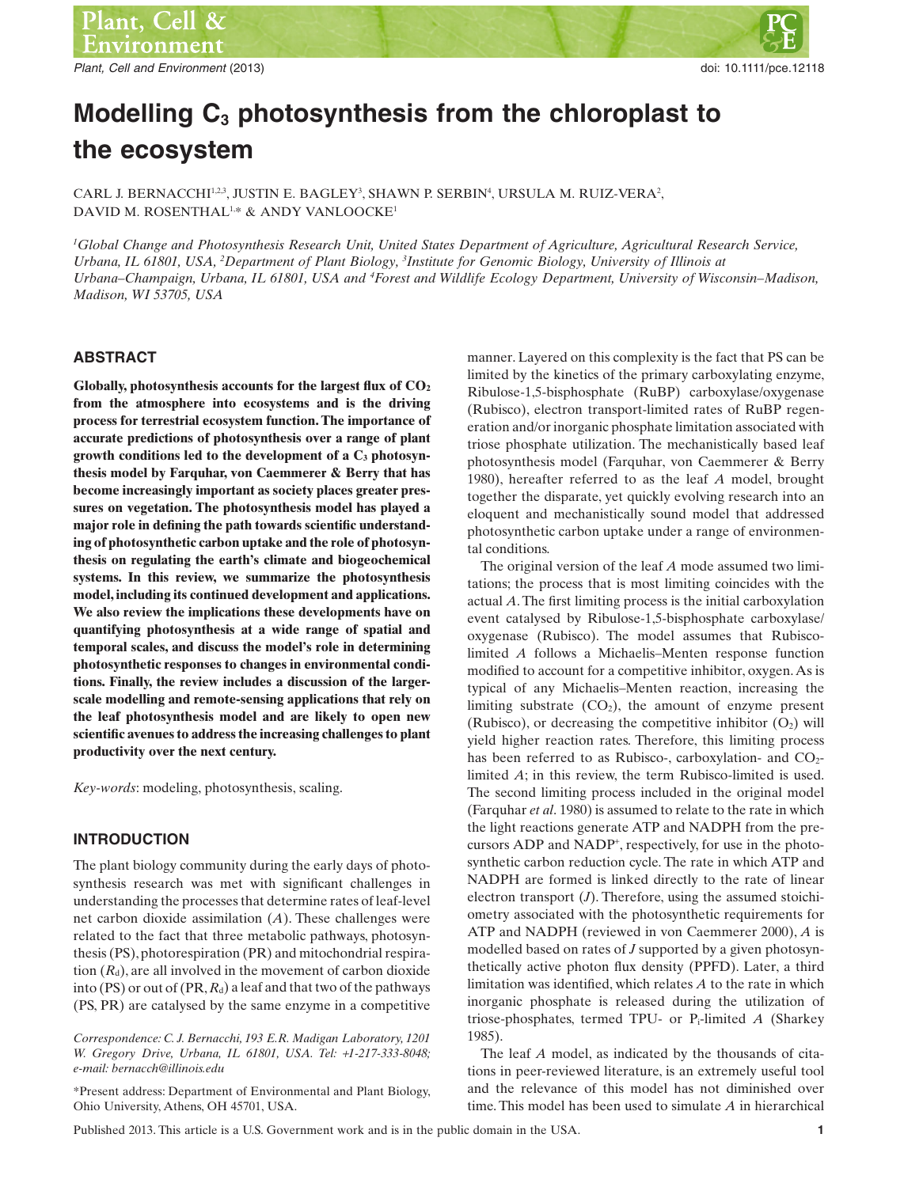# Modelling $C_3$ photosynthesis from the chloroplast to the ecosystem

CARL J. BERNACCHI[1,2,3], JUSTIN E. BAGLEY[3], SHAWN P. SERBIN[4], URSULA M. RUIZ-VERA[2], DAVID M. ROSENTHAL[1,*] & ANDY VANLOOCKE[1]

[1]*Global Change and Photosynthesis Research Unit, United States Department of Agriculture, Agricultural Research Service, Urbana, IL 61801, USA,* [2]*Department of Plant Biology,* [3]*Institute for Genomic Biology, University of Illinois at Urbana–Champaign, Urbana, IL 61801, USA and* [4]*Forest and Wildlife Ecology Department, University of Wisconsin–Madison, Madison, WI 53705, USA*

## ABSTRACT

**Globally, photosynthesis accounts for the largest flux of $CO_2$ from the atmosphere into ecosystems and is the driving process for terrestrial ecosystem function. The importance of accurate predictions of photosynthesis over a range of plant growth conditions led to the development of a $C_3$ photosynthesis model by Farquhar, von Caemmerer & Berry that has become increasingly important as society places greater pressures on vegetation. The photosynthesis model has played a major role in defining the path towards scientific understanding of photosynthetic carbon uptake and the role of photosynthesis on regulating the earth's climate and biogeochemical systems. In this review, we summarize the photosynthesis model, including its continued development and applications. We also review the implications these developments have on quantifying photosynthesis at a wide range of spatial and temporal scales, and discuss the model's role in determining photosynthetic responses to changes in environmental conditions. Finally, the review includes a discussion of the larger-scale modelling and remote-sensing applications that rely on the leaf photosynthesis model and are likely to open new scientific avenues to address the increasing challenges to plant productivity over the next century.**

*Key-words*: modeling, photosynthesis, scaling.

## INTRODUCTION

The plant biology community during the early days of photosynthesis research was met with significant challenges in understanding the processes that determine rates of leaf-level net carbon dioxide assimilation ($A$). These challenges were related to the fact that three metabolic pathways, photosynthesis (PS), photorespiration (PR) and mitochondrial respiration ($R_d$), are all involved in the movement of carbon dioxide into (PS) or out of (PR, $R_d$) a leaf and that two of the pathways (PS, PR) are catalysed by the same enzyme in a competitive manner. Layered on this complexity is the fact that PS can be limited by the kinetics of the primary carboxylating enzyme, Ribulose-1,5-bisphosphate (RuBP) carboxylase/oxygenase (Rubisco), electron transport-limited rates of RuBP regeneration and/or inorganic phosphate limitation associated with triose phosphate utilization. The mechanistically based leaf photosynthesis model (Farquhar, von Caemmerer & Berry 1980), hereafter referred to as the leaf $A$ model, brought together the disparate, yet quickly evolving research into an eloquent and mechanistically sound model that addressed photosynthetic carbon uptake under a range of environmental conditions.

The original version of the leaf $A$ mode assumed two limitations; the process that is most limiting coincides with the actual $A$. The first limiting process is the initial carboxylation event catalysed by Ribulose-1,5-bisphosphate carboxylase/oxygenase (Rubisco). The model assumes that Rubisco-limited $A$ follows a Michaelis–Menten response function modified to account for a competitive inhibitor, oxygen. As is typical of any Michaelis–Menten reaction, increasing the limiting substrate ($CO_2$), the amount of enzyme present (Rubisco), or decreasing the competitive inhibitor ($O_2$) will yield higher reaction rates. Therefore, this limiting process has been referred to as Rubisco-, carboxylation- and $CO_2$-limited $A$; in this review, the term Rubisco-limited is used. The second limiting process included in the original model (Farquhar *et al*. 1980) is assumed to relate to the rate in which the light reactions generate ATP and NADPH from the precursors ADP and $NADP^+$, respectively, for use in the photosynthetic carbon reduction cycle. The rate in which ATP and NADPH are formed is linked directly to the rate of linear electron transport ($J$). Therefore, using the assumed stoichiometry associated with the photosynthetic requirements for ATP and NADPH (reviewed in von Caemmerer 2000), $A$ is modelled based on rates of $J$ supported by a given photosynthetically active photon flux density (PPFD). Later, a third limitation was identified, which relates $A$ to the rate in which inorganic phosphate is released during the utilization of triose-phosphates, termed TPU- or $P_i$-limited $A$ (Sharkey 1985).

The leaf $A$ model, as indicated by the thousands of citations in peer-reviewed literature, is an extremely useful tool and the relevance of this model has not diminished over time. This model has been used to simulate $A$ in hierarchical

*Correspondence: C. J. Bernacchi, 193 E.R. Madigan Laboratory, 1201 W. Gregory Drive, Urbana, IL 61801, USA. Tel: +1-217-333-8048; e-mail: bernacch@illinois.edu*

*Present address: Department of Environmental and Plant Biology, Ohio University, Athens, OH 45701, USA.

Published 2013. This article is a U.S. Government work and is in the public domain in the USA.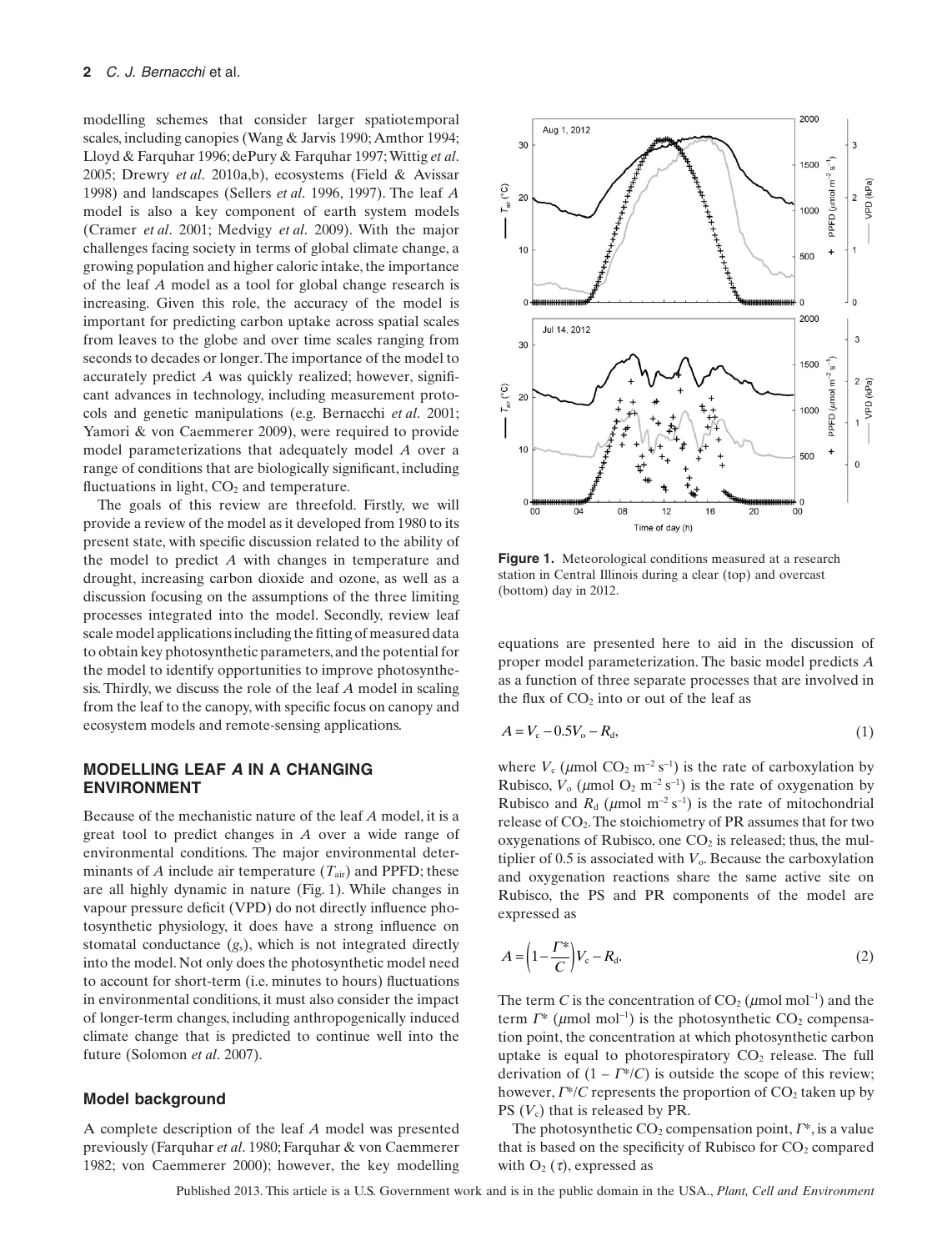modelling schemes that consider larger spatiotemporal scales, including canopies (Wang & Jarvis 1990; Amthor 1994; Lloyd & Farquhar 1996; dePury & Farquhar 1997; Wittig *et al*. 2005; Drewry *et al*. 2010a,b), ecosystems (Field & Avissar 1998) and landscapes (Sellers *et al*. 1996, 1997). The leaf *A* model is also a key component of earth system models (Cramer *et al*. 2001; Medvigy *et al*. 2009). With the major challenges facing society in terms of global climate change, a growing population and higher caloric intake, the importance of the leaf *A* model as a tool for global change research is increasing. Given this role, the accuracy of the model is important for predicting carbon uptake across spatial scales from leaves to the globe and over time scales ranging from seconds to decades or longer. The importance of the model to accurately predict *A* was quickly realized; however, significant advances in technology, including measurement protocols and genetic manipulations (e.g. Bernacchi *et al*. 2001; Yamori & von Caemmerer 2009), were required to provide model parameterizations that adequately model *A* over a range of conditions that are biologically significant, including fluctuations in light, $CO_2$ and temperature.

The goals of this review are threefold. Firstly, we will provide a review of the model as it developed from 1980 to its present state, with specific discussion related to the ability of the model to predict *A* with changes in temperature and drought, increasing carbon dioxide and ozone, as well as a discussion focusing on the assumptions of the three limiting processes integrated into the model. Secondly, review leaf scale model applications including the fitting of measured data to obtain key photosynthetic parameters, and the potential for the model to identify opportunities to improve photosynthesis. Thirdly, we discuss the role of the leaf *A* model in scaling from the leaf to the canopy, with specific focus on canopy and ecosystem models and remote-sensing applications.

## MODELLING LEAF *A* IN A CHANGING ENVIRONMENT

Because of the mechanistic nature of the leaf *A* model, it is a great tool to predict changes in *A* over a wide range of environmental conditions. The major environmental determinants of *A* include air temperature ($T_{air}$) and PPFD; these are all highly dynamic in nature (Fig. 1). While changes in vapour pressure deficit (VPD) do not directly influence photosynthetic physiology, it does have a strong influence on stomatal conductance ($g_s$), which is not integrated directly into the model. Not only does the photosynthetic model need to account for short-term (i.e. minutes to hours) fluctuations in environmental conditions, it must also consider the impact of longer-term changes, including anthropogenically induced climate change that is predicted to continue well into the future (Solomon *et al*. 2007).

### Model background

A complete description of the leaf *A* model was presented previously (Farquhar *et al*. 1980; Farquhar & von Caemmerer 1982; von Caemmerer 2000); however, the key modelling equations are presented here to aid in the discussion of proper model parameterization. The basic model predicts *A* as a function of three separate processes that are involved in the flux of $CO_2$ into or out of the leaf as

$$A = V_c - 0.5V_o - R_d, \tag{1}$$

where $V_c$ ($\mu$mol $CO_2$ m$^{-2}$ s$^{-1}$) is the rate of carboxylation by Rubisco, $V_o$ ($\mu$mol $O_2$ m$^{-2}$ s$^{-1}$) is the rate of oxygenation by Rubisco and $R_d$ ($\mu$mol m$^{-2}$ s$^{-1}$) is the rate of mitochondrial release of $CO_2$. The stoichiometry of PR assumes that for two oxygenations of Rubisco, one $CO_2$ is released; thus, the multiplier of 0.5 is associated with $V_o$. Because the carboxylation and oxygenation reactions share the same active site on Rubisco, the PS and PR components of the model are expressed as

$$A = \left(1 - \frac{\Gamma^*}{C}\right)V_c - R_d. \tag{2}$$

The term $C$ is the concentration of $CO_2$ ($\mu$mol mol$^{-1}$) and the term $\Gamma^*$ ($\mu$mol mol$^{-1}$) is the photosynthetic $CO_2$ compensation point, the concentration at which photosynthetic carbon uptake is equal to photorespiratory $CO_2$ release. The full derivation of $(1 - \Gamma^*/C)$ is outside the scope of this review; however, $\Gamma^*/C$ represents the proportion of $CO_2$ taken up by PS ($V_c$) that is released by PR.

The photosynthetic $CO_2$ compensation point, $\Gamma^*$, is a value that is based on the specificity of Rubisco for $CO_2$ compared with $O_2$ ($\tau$), expressed as

**Figure 1.** Meteorological conditions measured at a research station in Central Illinois during a clear (top) and overcast (bottom) day in 2012.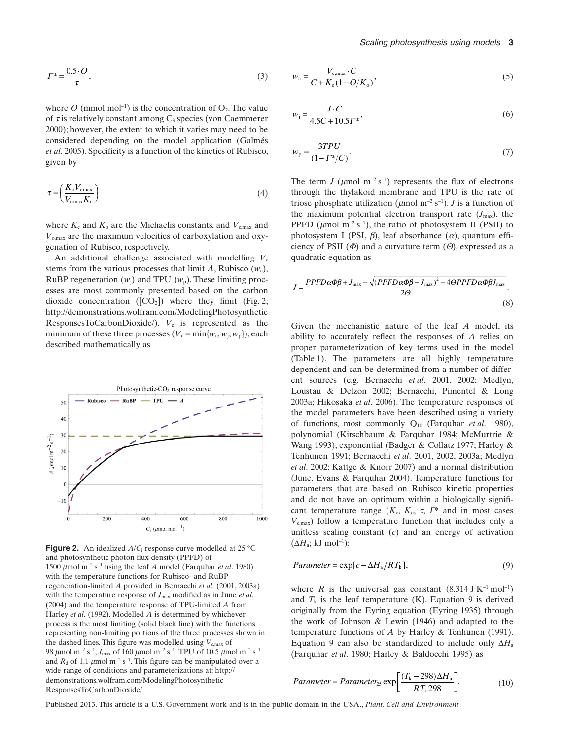$$\Gamma^* = \frac{0.5 \cdot O}{\tau}, \tag{3}$$

where $O$ (mmol $mol^{-1}$) is the concentration of $O_2$. The value of $\tau$ is relatively constant among $C_3$ species (von Caemmerer 2000); however, the extent to which it varies may need to be considered depending on the model application (Galmés *et al*. 2005). Specificity is a function of the kinetics of Rubisco, given by

$$\tau = \left(\frac{K_o V_{cmax}}{V_{omax} K_c}\right) \tag{4}$$

where $K_c$ and $K_o$ are the Michaelis constants, and $V_{c,max}$ and $V_{o,max}$ are the maximum velocities of carboxylation and oxygenation of Rubisco, respectively.

An additional challenge associated with modelling $V_c$ stems from the various processes that limit $A$, Rubisco ($w_c$), RuBP regeneration ($w_j$) and TPU ($w_p$). These limiting processes are most commonly presented based on the carbon dioxide concentration ([$CO_2$]) where they limit (Fig. 2; http://demonstrations.wolfram.com/ModelingPhotosyntheticResponsesToCarbonDioxide/). $V_c$ is represented as the minimum of these three processes ($V_c = \min\{w_c, w_j, w_p\}$), each described mathematically as

**Figure 2.** An idealized $A/C_i$ response curve modelled at 25 °C and photosynthetic photon flux density (PPFD) of 1500 $\mu$mol $m^{-2}$ $s^{-1}$ using the leaf $A$ model (Farquhar *et al*. 1980) with the temperature functions for Rubisco- and RuBP regeneration-limited $A$ provided in Bernacchi *et al*. (2001, 2003a) with the temperature response of $J_{max}$ modified as in June *et al*. (2004) and the temperature response of TPU-limited $A$ from Harley *et al*. (1992). Modelled $A$ is determined by whichever process is the most limiting (solid black line) with the functions representing non-limiting portions of the three processes shown in the dashed lines. This figure was modelled using $V_{c,max}$ of 98 $\mu$mol $m^{-2}$ $s^{-1}$, $J_{max}$ of 160 $\mu$mol $m^{-2}$ $s^{-1}$, TPU of 10.5 $\mu$mol $m^{-2}$ $s^{-1}$ and $R_d$ of 1.1 $\mu$mol $m^{-2}$ $s^{-1}$. This figure can be manipulated over a wide range of conditions and parameterizations at: http://demonstrations.wolfram.com/ModelingPhotosyntheticResponsesToCarbonDioxide/

$$w_c = \frac{V_{c,max} \cdot C}{C + K_c(1 + O/K_o)}, \tag{5}$$

$$w_j = \frac{J \cdot C}{4.5C + 10.5\Gamma^*}, \tag{6}$$

$$w_p = \frac{3TPU}{(1 - \Gamma^*/C)}. \tag{7}$$

The term $J$ ($\mu$mol $m^{-2}$ $s^{-1}$) represents the flux of electrons through the thylakoid membrane and TPU is the rate of triose phosphate utilization ($\mu$mol $m^{-2}$ $s^{-1}$). $J$ is a function of the maximum potential electron transport rate ($J_{max}$), the PPFD ($\mu$mol $m^{-2}$ $s^{-1}$), the ratio of photosystem II (PSII) to photosystem I (PSI, $\beta$), leaf absorbance ($\alpha$), quantum efficiency of PSII ($\Phi$) and a curvature term ($\Theta$), expressed as a quadratic equation as

$$J = \frac{PPFD\alpha\Phi\beta + J_{max} - \sqrt{(PPFD\alpha\Phi\beta + J_{max})^2 - 4\Theta PPFD\alpha\Phi\beta J_{max}}}{2\Theta}. \tag{8}$$

Given the mechanistic nature of the leaf $A$ model, its ability to accurately reflect the responses of $A$ relies on proper parameterization of key terms used in the model (Table 1). The parameters are all highly temperature dependent and can be determined from a number of different sources (e.g. Bernacchi *et al*. 2001, 2002; Medlyn, Loustau & Delzon 2002; Bernacchi, Pimentel & Long 2003a; Hikosaka *et al*. 2006). The temperature responses of the model parameters have been described using a variety of functions, most commonly $Q_{10}$ (Farquhar *et al*. 1980), polynomial (Kirschbaum & Farquhar 1984; McMurtrie & Wang 1993), exponential (Badger & Collatz 1977; Harley & Tenhunen 1991; Bernacchi *et al*. 2001, 2002, 2003a; Medlyn *et al*. 2002; Kattge & Knorr 2007) and a normal distribution (June, Evans & Farquhar 2004). Temperature functions for parameters that are based on Rubisco kinetic properties and do not have an optimum within a biologically significant temperature range ($K_c$, $K_o$, $\tau$, $\Gamma^*$ and in most cases $V_{c,max}$) follow a temperature function that includes only a unitless scaling constant ($c$) and an energy of activation ($\Delta H_a$; kJ $mol^{-1}$):

$$Parameter = \exp[c - \Delta H_a / RT_k], \tag{9}$$

where $R$ is the universal gas constant (8.314 J $K^{-1}$ $mol^{-1}$) and $T_k$ is the leaf temperature (K). Equation 9 is derived originally from the Eyring equation (Eyring 1935) through the work of Johnson & Lewin (1946) and adapted to the temperature functions of $A$ by Harley & Tenhunen (1991). Equation 9 can also be standardized to include only $\Delta H_a$ (Farquhar *et al*. 1980; Harley & Baldocchi 1995) as

$$Parameter = Parameter_{25} \exp\left[\frac{(T_k - 298)\Delta H_a}{RT_k 298}\right]. \tag{10}$$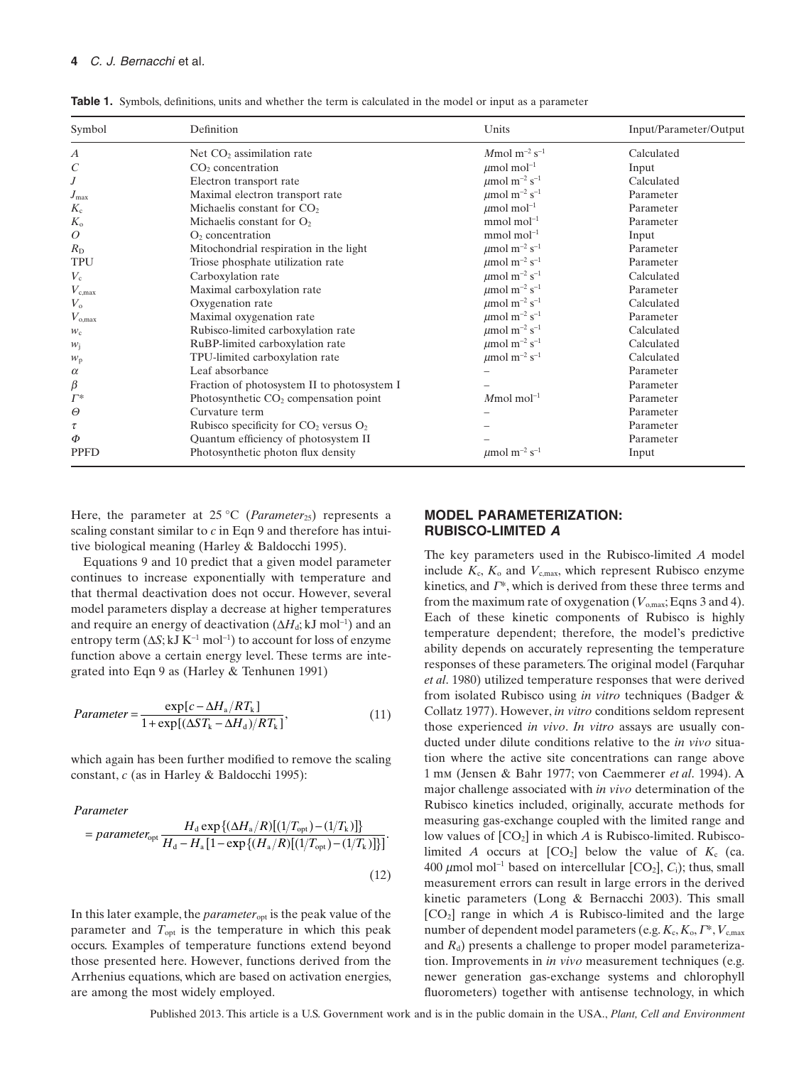**Table 1.** Symbols, definitions, units and whether the term is calculated in the model or input as a parameter

| Symbol | Definition | Units | Input/Parameter/Output |
|---|---|---|---|
| $A$ | Net $CO_2$ assimilation rate | $M$mol $m^{-2}$ $s^{-1}$ | Calculated |
| $C$ | $CO_2$ concentration | $\mu$mol $mol^{-1}$ | Input |
| $J$ | Electron transport rate | $\mu$mol $m^{-2}$ $s^{-1}$ | Calculated |
| $J_{max}$ | Maximal electron transport rate | $\mu$mol $m^{-2}$ $s^{-1}$ | Parameter |
| $K_c$ | Michaelis constant for $CO_2$ | $\mu$mol $mol^{-1}$ | Parameter |
| $K_o$ | Michaelis constant for $O_2$ | mmol $mol^{-1}$ | Parameter |
| $O$ | $O_2$ concentration | mmol $mol^{-1}$ | Input |
| $R_D$ | Mitochondrial respiration in the light | $\mu$mol $m^{-2}$ $s^{-1}$ | Parameter |
| TPU | Triose phosphate utilization rate | $\mu$mol $m^{-2}$ $s^{-1}$ | Parameter |
| $V_c$ | Carboxylation rate | $\mu$mol $m^{-2}$ $s^{-1}$ | Calculated |
| $V_{c,max}$ | Maximal carboxylation rate | $\mu$mol $m^{-2}$ $s^{-1}$ | Parameter |
| $V_o$ | Oxygenation rate | $\mu$mol $m^{-2}$ $s^{-1}$ | Calculated |
| $V_{o,max}$ | Maximal oxygenation rate | $\mu$mol $m^{-2}$ $s^{-1}$ | Parameter |
| $w_c$ | Rubisco-limited carboxylation rate | $\mu$mol $m^{-2}$ $s^{-1}$ | Calculated |
| $w_j$ | RuBP-limited carboxylation rate | $\mu$mol $m^{-2}$ $s^{-1}$ | Calculated |
| $w_p$ | TPU-limited carboxylation rate | $\mu$mol $m^{-2}$ $s^{-1}$ | Calculated |
| $\alpha$ | Leaf absorbance | – | Parameter |
| $\beta$ | Fraction of photosystem II to photosystem I | – | Parameter |
| $\Gamma^*$ | Photosynthetic $CO_2$ compensation point | $M$mol $mol^{-1}$ | Parameter |
| $\Theta$ | Curvature term | – | Parameter |
| $\tau$ | Rubisco specificity for $CO_2$ versus $O_2$ | – | Parameter |
| $\Phi$ | Quantum efficiency of photosystem II | – | Parameter |
| PPFD | Photosynthetic photon flux density | $\mu$mol $m^{-2}$ $s^{-1}$ | Input |

Here, the parameter at 25 °C ($Parameter_{25}$) represents a scaling constant similar to $c$ in Eqn 9 and therefore has intuitive biological meaning (Harley & Baldocchi 1995).

Equations 9 and 10 predict that a given model parameter continues to increase exponentially with temperature and that thermal deactivation does not occur. However, several model parameters display a decrease at higher temperatures and require an energy of deactivation ($\Delta H_d$; kJ $mol^{-1}$) and an entropy term ($\Delta S$; kJ $K^{-1}$ $mol^{-1}$) to account for loss of enzyme function above a certain energy level. These terms are integrated into Eqn 9 as (Harley & Tenhunen 1991)

$$Parameter = \frac{\exp[c - \Delta H_a / RT_k]}{1 + \exp[(\Delta S T_k - \Delta H_d)/RT_k]}, \tag{11}$$

which again has been further modified to remove the scaling constant, $c$ (as in Harley & Baldocchi 1995):

$$Parameter = parameter_{opt} \frac{H_d \exp\{(\Delta H_a/R)[(1/T_{opt}) - (1/T_k)]\}}{H_d - H_a[1 - \exp\{(H_a/R)[(1/T_{opt}) - (1/T_k)]\}]}. \tag{12}$$

In this later example, the $parameter_{opt}$ is the peak value of the parameter and $T_{opt}$ is the temperature in which this peak occurs. Examples of temperature functions extend beyond those presented here. However, functions derived from the Arrhenius equations, which are based on activation energies, are among the most widely employed.

## MODEL PARAMETERIZATION: RUBISCO-LIMITED *A*

The key parameters used in the Rubisco-limited $A$ model include $K_c$, $K_o$ and $V_{c,max}$, which represent Rubisco enzyme kinetics, and $\Gamma^*$, which is derived from these three terms and from the maximum rate of oxygenation ($V_{o,max}$; Eqns 3 and 4). Each of these kinetic components of Rubisco is highly temperature dependent; therefore, the model's predictive ability depends on accurately representing the temperature responses of these parameters. The original model (Farquhar *et al*. 1980) utilized temperature responses that were derived from isolated Rubisco using *in vitro* techniques (Badger & Collatz 1977). However, *in vitro* conditions seldom represent those experienced *in vivo*. *In vitro* assays are usually conducted under dilute conditions relative to the *in vivo* situation where the active site concentrations can range above 1 mM (Jensen & Bahr 1977; von Caemmerer *et al*. 1994). A major challenge associated with *in vivo* determination of the Rubisco kinetics included, originally, accurate methods for measuring gas-exchange coupled with the limited range and low values of [$CO_2$] in which $A$ is Rubisco-limited. Rubisco-limited $A$ occurs at [$CO_2$] below the value of $K_c$ (ca. 400 $\mu$mol $mol^{-1}$ based on intercellular [$CO_2$], $C_i$); thus, small measurement errors can result in large errors in the derived kinetic parameters (Long & Bernacchi 2003). This small [$CO_2$] range in which $A$ is Rubisco-limited and the large number of dependent model parameters (e.g. $K_c$, $K_o$, $\Gamma^*$, $V_{c,max}$ and $R_d$) presents a challenge to proper model parameterization. Improvements in *in vivo* measurement techniques (e.g. newer generation gas-exchange systems and chlorophyll fluorometers) together with antisense technology, in which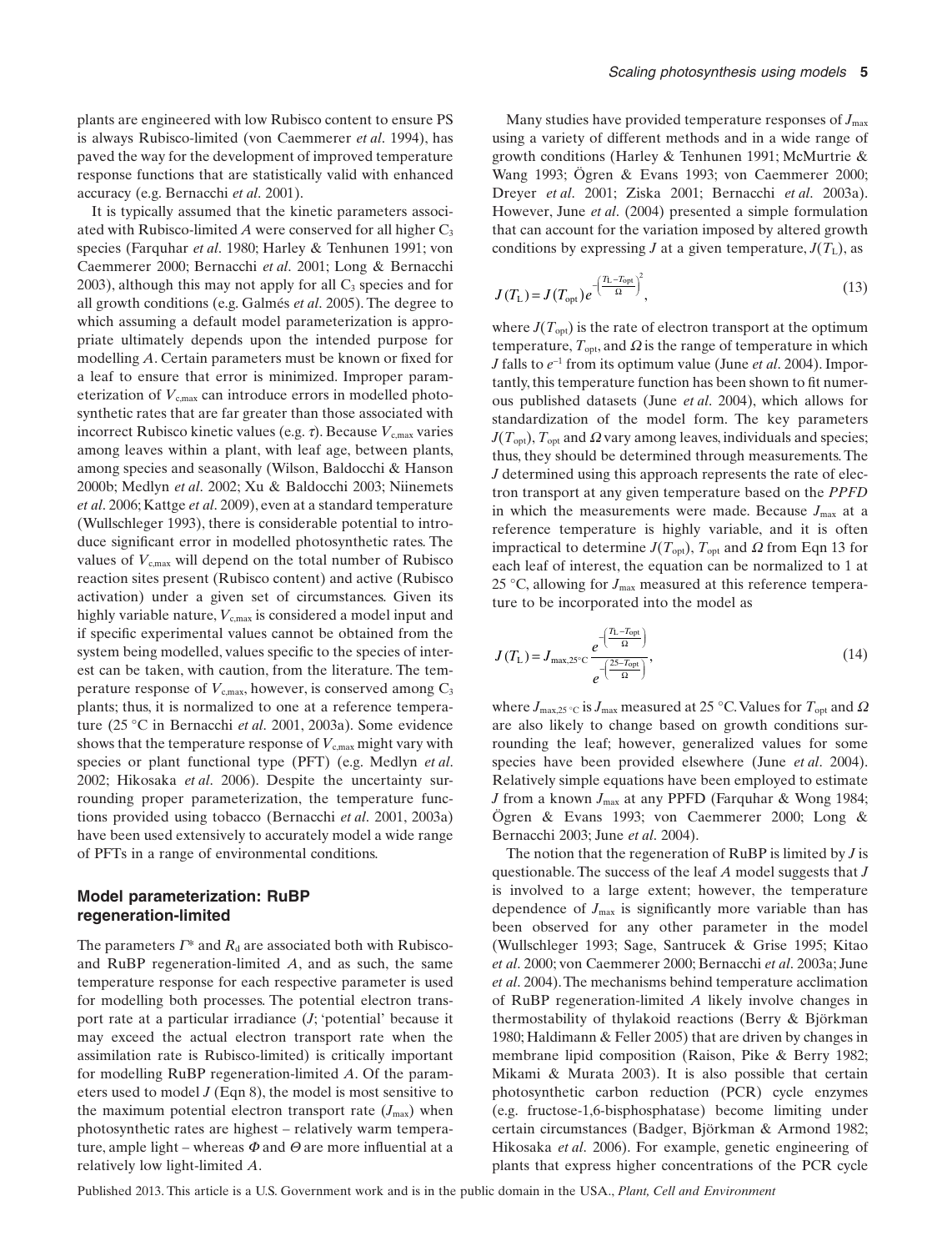plants are engineered with low Rubisco content to ensure PS is always Rubisco-limited (von Caemmerer *et al*. 1994), has paved the way for the development of improved temperature response functions that are statistically valid with enhanced accuracy (e.g. Bernacchi *et al*. 2001).

It is typically assumed that the kinetic parameters associated with Rubisco-limited $A$ were conserved for all higher $C_3$ species (Farquhar *et al*. 1980; Harley & Tenhunen 1991; von Caemmerer 2000; Bernacchi *et al*. 2001; Long & Bernacchi 2003), although this may not apply for all $C_3$ species and for all growth conditions (e.g. Galmés *et al*. 2005). The degree to which assuming a default model parameterization is appropriate ultimately depends upon the intended purpose for modelling $A$. Certain parameters must be known or fixed for a leaf to ensure that error is minimized. Improper parameterization of $V_{c,max}$ can introduce errors in modelled photosynthetic rates that are far greater than those associated with incorrect Rubisco kinetic values (e.g. $\tau$). Because $V_{c,max}$ varies among leaves within a plant, with leaf age, between plants, among species and seasonally (Wilson, Baldocchi & Hanson 2000b; Medlyn *et al*. 2002; Xu & Baldocchi 2003; Niinemets *et al*. 2006; Kattge *et al*. 2009), even at a standard temperature (Wullschleger 1993), there is considerable potential to introduce significant error in modelled photosynthetic rates. The values of $V_{c,max}$ will depend on the total number of Rubisco reaction sites present (Rubisco content) and active (Rubisco activation) under a given set of circumstances. Given its highly variable nature, $V_{c,max}$ is considered a model input and if specific experimental values cannot be obtained from the system being modelled, values specific to the species of interest can be taken, with caution, from the literature. The temperature response of $V_{c,max}$, however, is conserved among $C_3$ plants; thus, it is normalized to one at a reference temperature (25 °C in Bernacchi *et al*. 2001, 2003a). Some evidence shows that the temperature response of $V_{c,max}$ might vary with species or plant functional type (PFT) (e.g. Medlyn *et al*. 2002; Hikosaka *et al*. 2006). Despite the uncertainty surrounding proper parameterization, the temperature functions provided using tobacco (Bernacchi *et al*. 2001, 2003a) have been used extensively to accurately model a wide range of PFTs in a range of environmental conditions.

## Model parameterization: RuBP regeneration-limited

The parameters $\Gamma^*$ and $R_d$ are associated both with Rubisco- and RuBP regeneration-limited $A$, and as such, the same temperature response for each respective parameter is used for modelling both processes. The potential electron transport rate at a particular irradiance ($J$; 'potential' because it may exceed the actual electron transport rate when the assimilation rate is Rubisco-limited) is critically important for modelling RuBP regeneration-limited $A$. Of the parameters used to model $J$ (Eqn 8), the model is most sensitive to the maximum potential electron transport rate ($J_{max}$) when photosynthetic rates are highest – relatively warm temperature, ample light – whereas $\Phi$ and $\Theta$ are more influential at a relatively low light-limited $A$.

Many studies have provided temperature responses of $J_{max}$ using a variety of different methods and in a wide range of growth conditions (Harley & Tenhunen 1991; McMurtrie & Wang 1993; Ögren & Evans 1993; von Caemmerer 2000; Dreyer *et al*. 2001; Ziska 2001; Bernacchi *et al*. 2003a). However, June *et al*. (2004) presented a simple formulation that can account for the variation imposed by altered growth conditions by expressing $J$ at a given temperature, $J(T_L)$, as

$$J(T_L) = J(T_{opt})e^{-\left(\frac{T_L - T_{opt}}{\Omega}\right)^2}, \tag{13}$$

where $J(T_{opt})$ is the rate of electron transport at the optimum temperature, $T_{opt}$, and $\Omega$ is the range of temperature in which $J$ falls to $e^{-1}$ from its optimum value (June *et al*. 2004). Importantly, this temperature function has been shown to fit numerous published datasets (June *et al*. 2004), which allows for standardization of the model form. The key parameters $J(T_{opt})$, $T_{opt}$ and $\Omega$ vary among leaves, individuals and species; thus, they should be determined through measurements. The $J$ determined using this approach represents the rate of electron transport at any given temperature based on the *PPFD* in which the measurements were made. Because $J_{max}$ at a reference temperature is highly variable, and it is often impractical to determine $J(T_{opt})$, $T_{opt}$ and $\Omega$ from Eqn 13 for each leaf of interest, the equation can be normalized to 1 at 25 °C, allowing for $J_{max}$ measured at this reference temperature to be incorporated into the model as

$$J(T_L) = J_{max,25^{\circ}C}\frac{e^{-\left(\frac{T_L - T_{opt}}{\Omega}\right)}}{e^{-\left(\frac{25 - T_{opt}}{\Omega}\right)}}, \tag{14}$$

where $J_{max,25^{\circ}C}$ is $J_{max}$ measured at 25 °C. Values for $T_{opt}$ and $\Omega$ are also likely to change based on growth conditions surrounding the leaf; however, generalized values for some species have been provided elsewhere (June *et al*. 2004). Relatively simple equations have been employed to estimate $J$ from a known $J_{max}$ at any PPFD (Farquhar & Wong 1984; Ögren & Evans 1993; von Caemmerer 2000; Long & Bernacchi 2003; June *et al*. 2004).

The notion that the regeneration of RuBP is limited by $J$ is questionable. The success of the leaf $A$ model suggests that $J$ is involved to a large extent; however, the temperature dependence of $J_{max}$ is significantly more variable than has been observed for any other parameter in the model (Wullschleger 1993; Sage, Santrucek & Grise 1995; Kitao *et al*. 2000; von Caemmerer 2000; Bernacchi *et al*. 2003a; June *et al*. 2004). The mechanisms behind temperature acclimation of RuBP regeneration-limited $A$ likely involve changes in thermostability of thylakoid reactions (Berry & Björkman 1980; Haldimann & Feller 2005) that are driven by changes in membrane lipid composition (Raison, Pike & Berry 1982; Mikami & Murata 2003). It is also possible that certain photosynthetic carbon reduction (PCR) cycle enzymes (e.g. fructose-1,6-bisphosphatase) become limiting under certain circumstances (Badger, Björkman & Armond 1982; Hikosaka *et al*. 2006). For example, genetic engineering of plants that express higher concentrations of the PCR cycle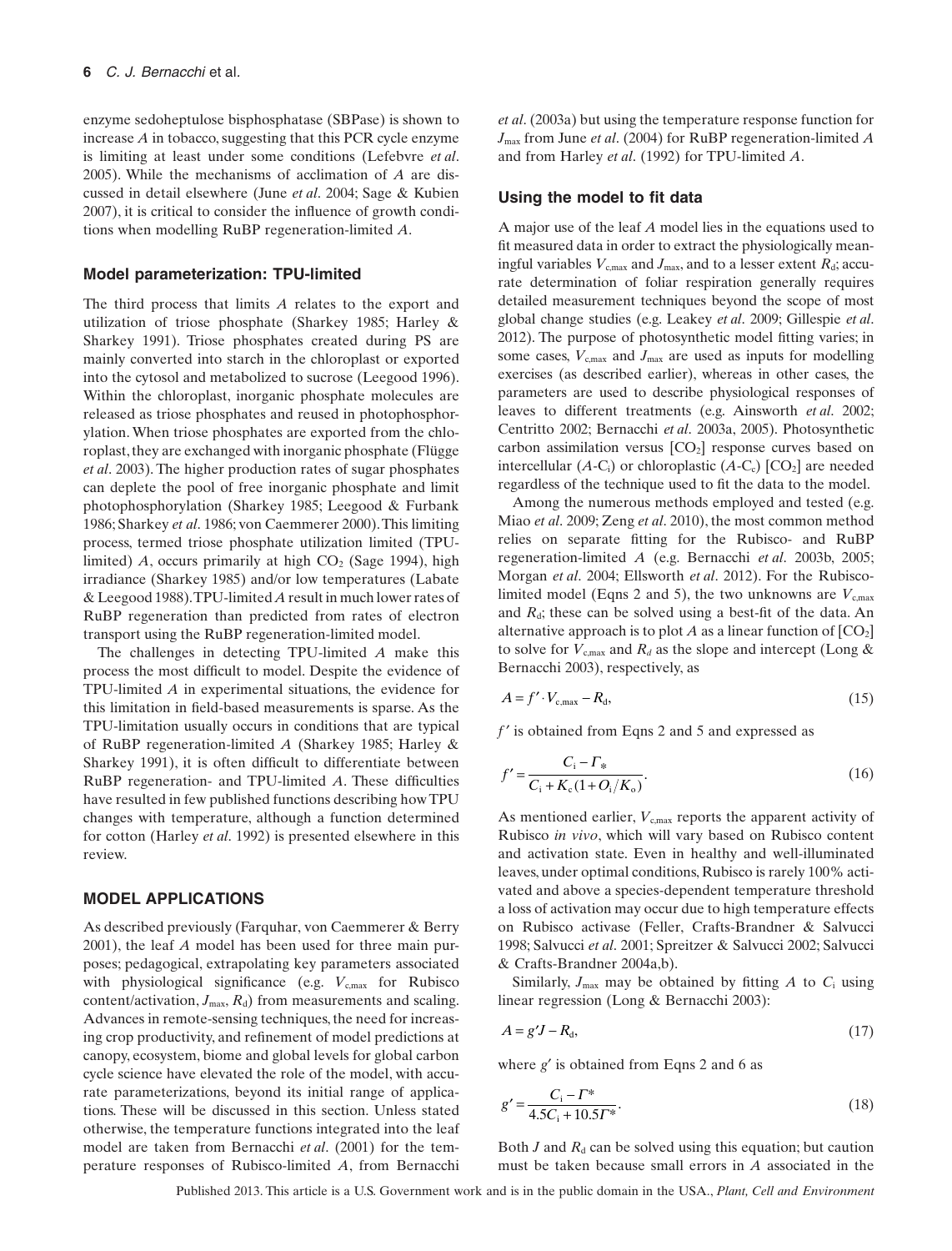enzyme sedoheptulose bisphosphatase (SBPase) is shown to increase $A$ in tobacco, suggesting that this PCR cycle enzyme is limiting at least under some conditions (Lefebvre *et al*. 2005). While the mechanisms of acclimation of $A$ are discussed in detail elsewhere (June *et al*. 2004; Sage & Kubien 2007), it is critical to consider the influence of growth conditions when modelling RuBP regeneration-limited $A$.

### Model parameterization: TPU-limited

The third process that limits $A$ relates to the export and utilization of triose phosphate (Sharkey 1985; Harley & Sharkey 1991). Triose phosphates created during PS are mainly converted into starch in the chloroplast or exported into the cytosol and metabolized to sucrose (Leegood 1996). Within the chloroplast, inorganic phosphate molecules are released as triose phosphates and reused in photophosphorylation. When triose phosphates are exported from the chloroplast, they are exchanged with inorganic phosphate (Flügge *et al*. 2003). The higher production rates of sugar phosphates can deplete the pool of free inorganic phosphate and limit photophosphorylation (Sharkey 1985; Leegood & Furbank 1986; Sharkey *et al*. 1986; von Caemmerer 2000). This limiting process, termed triose phosphate utilization limited (TPU-limited) $A$, occurs primarily at high $CO_2$ (Sage 1994), high irradiance (Sharkey 1985) and/or low temperatures (Labate & Leegood 1988). TPU-limited $A$ result in much lower rates of RuBP regeneration than predicted from rates of electron transport using the RuBP regeneration-limited model.

The challenges in detecting TPU-limited $A$ make this process the most difficult to model. Despite the evidence of TPU-limited $A$ in experimental situations, the evidence for this limitation in field-based measurements is sparse. As the TPU-limitation usually occurs in conditions that are typical of RuBP regeneration-limited $A$ (Sharkey 1985; Harley & Sharkey 1991), it is often difficult to differentiate between RuBP regeneration- and TPU-limited $A$. These difficulties have resulted in few published functions describing how TPU changes with temperature, although a function determined for cotton (Harley *et al*. 1992) is presented elsewhere in this review.

## MODEL APPLICATIONS

As described previously (Farquhar, von Caemmerer & Berry 2001), the leaf $A$ model has been used for three main purposes; pedagogical, extrapolating key parameters associated with physiological significance (e.g. $V_{c,max}$ for Rubisco content/activation, $J_{max}$, $R_d$) from measurements and scaling. Advances in remote-sensing techniques, the need for increasing crop productivity, and refinement of model predictions at canopy, ecosystem, biome and global levels for global carbon cycle science have elevated the role of the model, with accurate parameterizations, beyond its initial range of applications. These will be discussed in this section. Unless stated otherwise, the temperature functions integrated into the leaf model are taken from Bernacchi *et al*. (2001) for the temperature responses of Rubisco-limited $A$, from Bernacchi *et al*. (2003a) but using the temperature response function for $J_{max}$ from June *et al*. (2004) for RuBP regeneration-limited $A$ and from Harley *et al*. (1992) for TPU-limited $A$.

### Using the model to fit data

A major use of the leaf $A$ model lies in the equations used to fit measured data in order to extract the physiologically meaningful variables $V_{c,max}$ and $J_{max}$, and to a lesser extent $R_d$; accurate determination of foliar respiration generally requires detailed measurement techniques beyond the scope of most global change studies (e.g. Leakey *et al*. 2009; Gillespie *et al*. 2012). The purpose of photosynthetic model fitting varies; in some cases, $V_{c,max}$ and $J_{max}$ are used as inputs for modelling exercises (as described earlier), whereas in other cases, the parameters are used to describe physiological responses of leaves to different treatments (e.g. Ainsworth *et al*. 2002; Centritto 2002; Bernacchi *et al*. 2003a, 2005). Photosynthetic carbon assimilation versus $[CO_2]$ response curves based on intercellular ($A$-$C_i$) or chloroplastic ($A$-$C_c$) $[CO_2]$ are needed regardless of the technique used to fit the data to the model.

Among the numerous methods employed and tested (e.g. Miao *et al*. 2009; Zeng *et al*. 2010), the most common method relies on separate fitting for the Rubisco- and RuBP regeneration-limited $A$ (e.g. Bernacchi *et al*. 2003b, 2005; Morgan *et al*. 2004; Ellsworth *et al*. 2012). For the Rubisco-limited model (Eqns 2 and 5), the two unknowns are $V_{c,max}$ and $R_d$; these can be solved using a best-fit of the data. An alternative approach is to plot $A$ as a linear function of $[CO_2]$ to solve for $V_{c,max}$ and $R_d$ as the slope and intercept (Long & Bernacchi 2003), respectively, as

$$A = f' \cdot V_{c,max} - R_d, \tag{15}$$

$f'$ is obtained from Eqns 2 and 5 and expressed as

$$f' = \frac{C_i - \Gamma_*}{C_i + K_c(1 + O_i/K_o)}. \tag{16}$$

As mentioned earlier, $V_{c,max}$ reports the apparent activity of Rubisco *in vivo*, which will vary based on Rubisco content and activation state. Even in healthy and well-illuminated leaves, under optimal conditions, Rubisco is rarely 100% activated and above a species-dependent temperature threshold a loss of activation may occur due to high temperature effects on Rubisco activase (Feller, Crafts-Brandner & Salvucci 1998; Salvucci *et al*. 2001; Spreitzer & Salvucci 2002; Salvucci & Crafts-Brandner 2004a,b).

Similarly, $J_{max}$ may be obtained by fitting $A$ to $C_i$ using linear regression (Long & Bernacchi 2003):

$$A = g'J - R_d, \tag{17}$$

where $g'$ is obtained from Eqns 2 and 6 as

$$g' = \frac{C_i - \Gamma^*}{4.5C_i + 10.5\Gamma^*}. \tag{18}$$

Both $J$ and $R_d$ can be solved using this equation; but caution must be taken because small errors in $A$ associated in the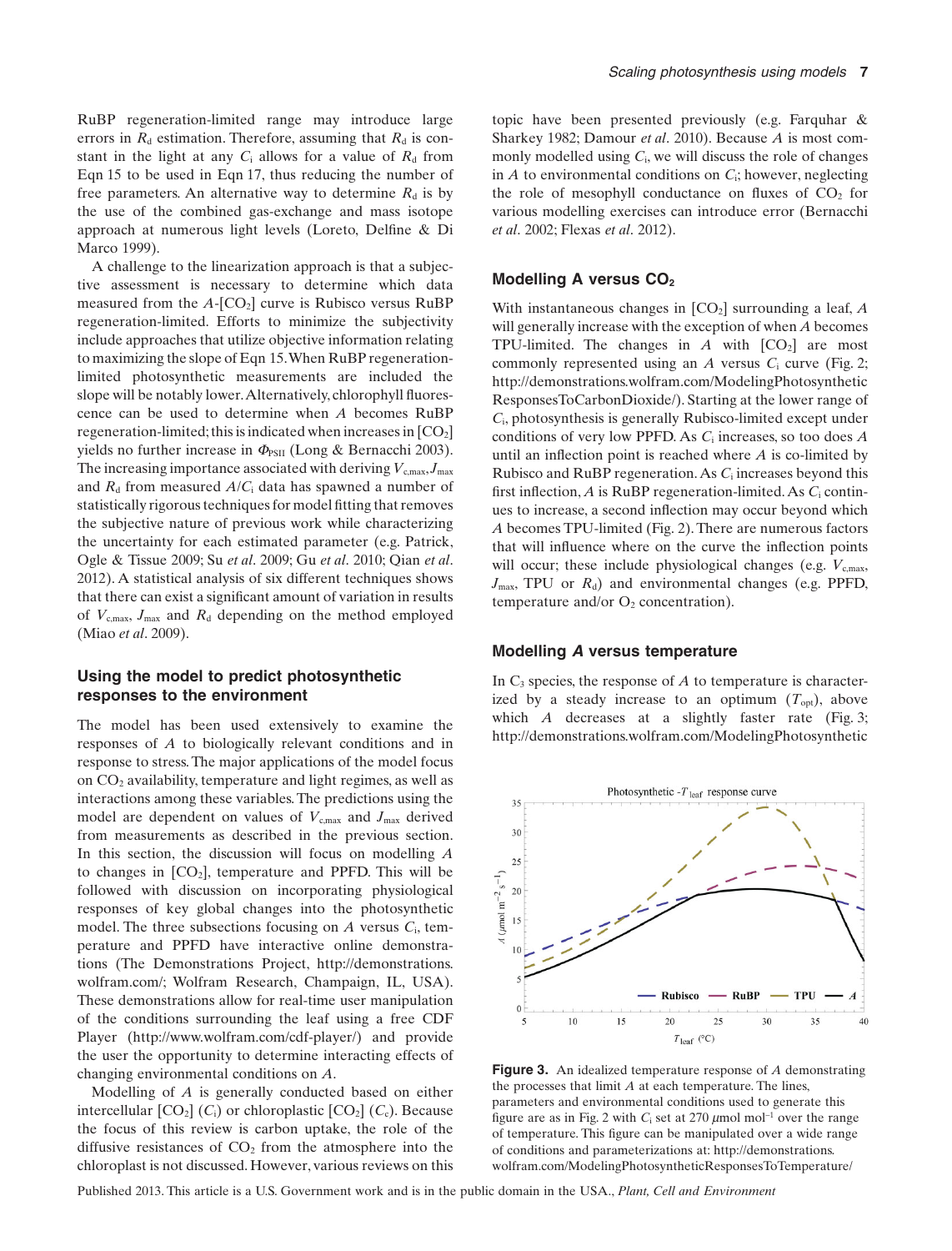RuBP regeneration-limited range may introduce large errors in $R_d$ estimation. Therefore, assuming that $R_d$ is constant in the light at any $C_i$ allows for a value of $R_d$ from Eqn 15 to be used in Eqn 17, thus reducing the number of free parameters. An alternative way to determine $R_d$ is by the use of the combined gas-exchange and mass isotope approach at numerous light levels (Loreto, Delfine & Di Marco 1999).

A challenge to the linearization approach is that a subjective assessment is necessary to determine which data measured from the $A$-[$CO_2$] curve is Rubisco versus RuBP regeneration-limited. Efforts to minimize the subjectivity include approaches that utilize objective information relating to maximizing the slope of Eqn 15. When RuBP regeneration-limited photosynthetic measurements are included the slope will be notably lower. Alternatively, chlorophyll fluorescence can be used to determine when $A$ becomes RuBP regeneration-limited; this is indicated when increases in [$CO_2$] yields no further increase in $\Phi_{PSII}$ (Long & Bernacchi 2003). The increasing importance associated with deriving $V_{c,max}$, $J_{max}$ and $R_d$ from measured $A/C_i$ data has spawned a number of statistically rigorous techniques for model fitting that removes the subjective nature of previous work while characterizing the uncertainty for each estimated parameter (e.g. Patrick, Ogle & Tissue 2009; Su *et al*. 2009; Gu *et al*. 2010; Qian *et al*. 2012). A statistical analysis of six different techniques shows that there can exist a significant amount of variation in results of $V_{c,max}$, $J_{max}$ and $R_d$ depending on the method employed (Miao *et al*. 2009).

## Using the model to predict photosynthetic responses to the environment

The model has been used extensively to examine the responses of $A$ to biologically relevant conditions and in response to stress. The major applications of the model focus on $CO_2$ availability, temperature and light regimes, as well as interactions among these variables. The predictions using the model are dependent on values of $V_{c,max}$ and $J_{max}$ derived from measurements as described in the previous section. In this section, the discussion will focus on modelling $A$ to changes in [$CO_2$], temperature and PPFD. This will be followed with discussion on incorporating physiological responses of key global changes into the photosynthetic model. The three subsections focusing on $A$ versus $C_i$, temperature and PPFD have interactive online demonstrations (The Demonstrations Project, http://demonstrations.wolfram.com/; Wolfram Research, Champaign, IL, USA). These demonstrations allow for real-time user manipulation of the conditions surrounding the leaf using a free CDF Player (http://www.wolfram.com/cdf-player/) and provide the user the opportunity to determine interacting effects of changing environmental conditions on $A$.

Modelling of $A$ is generally conducted based on either intercellular [$CO_2$] ($C_i$) or chloroplastic [$CO_2$] ($C_c$). Because the focus of this review is carbon uptake, the role of the diffusive resistances of $CO_2$ from the atmosphere into the chloroplast is not discussed. However, various reviews on this topic have been presented previously (e.g. Farquhar & Sharkey 1982; Damour *et al*. 2010). Because $A$ is most commonly modelled using $C_i$, we will discuss the role of changes in $A$ to environmental conditions on $C_i$; however, neglecting the role of mesophyll conductance on fluxes of $CO_2$ for various modelling exercises can introduce error (Bernacchi *et al*. 2002; Flexas *et al*. 2012).

### Modelling A versus $CO_2$

With instantaneous changes in [$CO_2$] surrounding a leaf, $A$ will generally increase with the exception of when $A$ becomes TPU-limited. The changes in $A$ with [$CO_2$] are most commonly represented using an $A$ versus $C_i$ curve (Fig. 2; http://demonstrations.wolfram.com/ModelingPhotosynthetic ResponsesToCarbonDioxide/). Starting at the lower range of $C_i$, photosynthesis is generally Rubisco-limited except under conditions of very low PPFD. As $C_i$ increases, so too does $A$ until an inflection point is reached where $A$ is co-limited by Rubisco and RuBP regeneration. As $C_i$ increases beyond this first inflection, $A$ is RuBP regeneration-limited. As $C_i$ continues to increase, a second inflection may occur beyond which $A$ becomes TPU-limited (Fig. 2). There are numerous factors that will influence where on the curve the inflection points will occur; these include physiological changes (e.g. $V_{c,max}$, $J_{max}$, TPU or $R_d$) and environmental changes (e.g. PPFD, temperature and/or $O_2$ concentration).

### Modelling *A* versus temperature

In $C_3$ species, the response of $A$ to temperature is characterized by a steady increase to an optimum ($T_{opt}$), above which $A$ decreases at a slightly faster rate (Fig. 3; http://demonstrations.wolfram.com/ModelingPhotosynthetic

**Figure 3.** An idealized temperature response of $A$ demonstrating the processes that limit $A$ at each temperature. The lines, parameters and environmental conditions used to generate this figure are as in Fig. 2 with $C_i$ set at 270 $\mu$mol mol$^{-1}$ over the range of temperature. This figure can be manipulated over a wide range of conditions and parameterizations at: http://demonstrations.wolfram.com/ModelingPhotosyntheticResponsesToTemperature/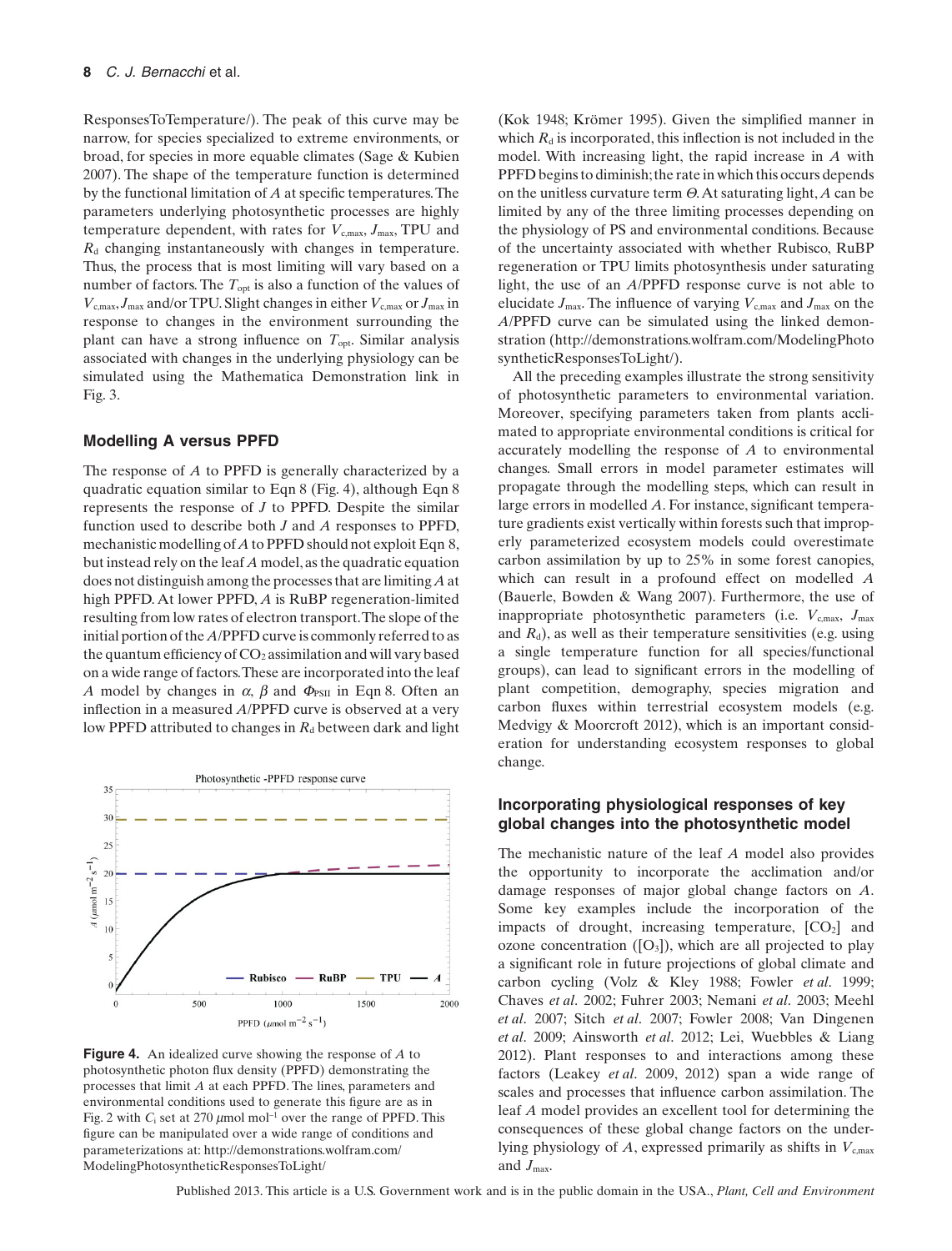ResponsesToTemperature/). The peak of this curve may be narrow, for species specialized to extreme environments, or broad, for species in more equable climates (Sage & Kubien 2007). The shape of the temperature function is determined by the functional limitation of $A$ at specific temperatures. The parameters underlying photosynthetic processes are highly temperature dependent, with rates for $V_{c,max}$, $J_{max}$, TPU and $R_d$ changing instantaneously with changes in temperature. Thus, the process that is most limiting will vary based on a number of factors. The $T_{opt}$ is also a function of the values of $V_{c,max}$, $J_{max}$ and/or TPU. Slight changes in either $V_{c,max}$ or $J_{max}$ in response to changes in the environment surrounding the plant can have a strong influence on $T_{opt}$. Similar analysis associated with changes in the underlying physiology can be simulated using the Mathematica Demonstration link in Fig. 3.

## Modelling A versus PPFD

The response of $A$ to PPFD is generally characterized by a quadratic equation similar to Eqn 8 (Fig. 4), although Eqn 8 represents the response of $J$ to PPFD. Despite the similar function used to describe both $J$ and $A$ responses to PPFD, mechanistic modelling of $A$ to PPFD should not exploit Eqn 8, but instead rely on the leaf $A$ model, as the quadratic equation does not distinguish among the processes that are limiting $A$ at high PPFD. At lower PPFD, $A$ is RuBP regeneration-limited resulting from low rates of electron transport. The slope of the initial portion of the $A$/PPFD curve is commonly referred to as the quantum efficiency of $CO_2$ assimilation and will vary based on a wide range of factors. These are incorporated into the leaf $A$ model by changes in $\alpha$, $\beta$ and $\Phi_{PSII}$ in Eqn 8. Often an inflection in a measured $A$/PPFD curve is observed at a very low PPFD attributed to changes in $R_d$ between dark and light (Kok 1948; Krömer 1995). Given the simplified manner in which $R_d$ is incorporated, this inflection is not included in the model. With increasing light, the rapid increase in $A$ with PPFD begins to diminish; the rate in which this occurs depends on the unitless curvature term $\Theta$. At saturating light, $A$ can be limited by any of the three limiting processes depending on the physiology of PS and environmental conditions. Because of the uncertainty associated with whether Rubisco, RuBP regeneration or TPU limits photosynthesis under saturating light, the use of an $A$/PPFD response curve is not able to elucidate $J_{max}$. The influence of varying $V_{c,max}$ and $J_{max}$ on the $A$/PPFD curve can be simulated using the linked demonstration (http://demonstrations.wolfram.com/ModelingPhotosyntheticResponsesToLight/).

**Figure 4.** An idealized curve showing the response of $A$ to photosynthetic photon flux density (PPFD) demonstrating the processes that limit $A$ at each PPFD. The lines, parameters and environmental conditions used to generate this figure are as in Fig. 2 with $C_i$ set at 270 $\mu$mol mol$^{-1}$ over the range of PPFD. This figure can be manipulated over a wide range of conditions and parameterizations at: http://demonstrations.wolfram.com/ModelingPhotosyntheticResponsesToLight/

All the preceding examples illustrate the strong sensitivity of photosynthetic parameters to environmental variation. Moreover, specifying parameters taken from plants acclimated to appropriate environmental conditions is critical for accurately modelling the response of $A$ to environmental changes. Small errors in model parameter estimates will propagate through the modelling steps, which can result in large errors in modelled $A$. For instance, significant temperature gradients exist vertically within forests such that improperly parameterized ecosystem models could overestimate carbon assimilation by up to 25% in some forest canopies, which can result in a profound effect on modelled $A$ (Bauerle, Bowden & Wang 2007). Furthermore, the use of inappropriate photosynthetic parameters (i.e. $V_{c,max}$, $J_{max}$ and $R_d$), as well as their temperature sensitivities (e.g. using a single temperature function for all species/functional groups), can lead to significant errors in the modelling of plant competition, demography, species migration and carbon fluxes within terrestrial ecosystem models (e.g. Medvigy & Moorcroft 2012), which is an important consideration for understanding ecosystem responses to global change.

## Incorporating physiological responses of key global changes into the photosynthetic model

The mechanistic nature of the leaf $A$ model also provides the opportunity to incorporate the acclimation and/or damage responses of major global change factors on $A$. Some key examples include the incorporation of the impacts of drought, increasing temperature, [$CO_2$] and ozone concentration ([$O_3$]), which are all projected to play a significant role in future projections of global climate and carbon cycling (Volz & Kley 1988; Fowler *et al*. 1999; Chaves *et al*. 2002; Fuhrer 2003; Nemani *et al*. 2003; Meehl *et al*. 2007; Sitch *et al*. 2007; Fowler 2008; Van Dingenen *et al*. 2009; Ainsworth *et al*. 2012; Lei, Wuebbles & Liang 2012). Plant responses to and interactions among these factors (Leakey *et al*. 2009, 2012) span a wide range of scales and processes that influence carbon assimilation. The leaf $A$ model provides an excellent tool for determining the consequences of these global change factors on the underlying physiology of $A$, expressed primarily as shifts in $V_{c,max}$ and $J_{max}$.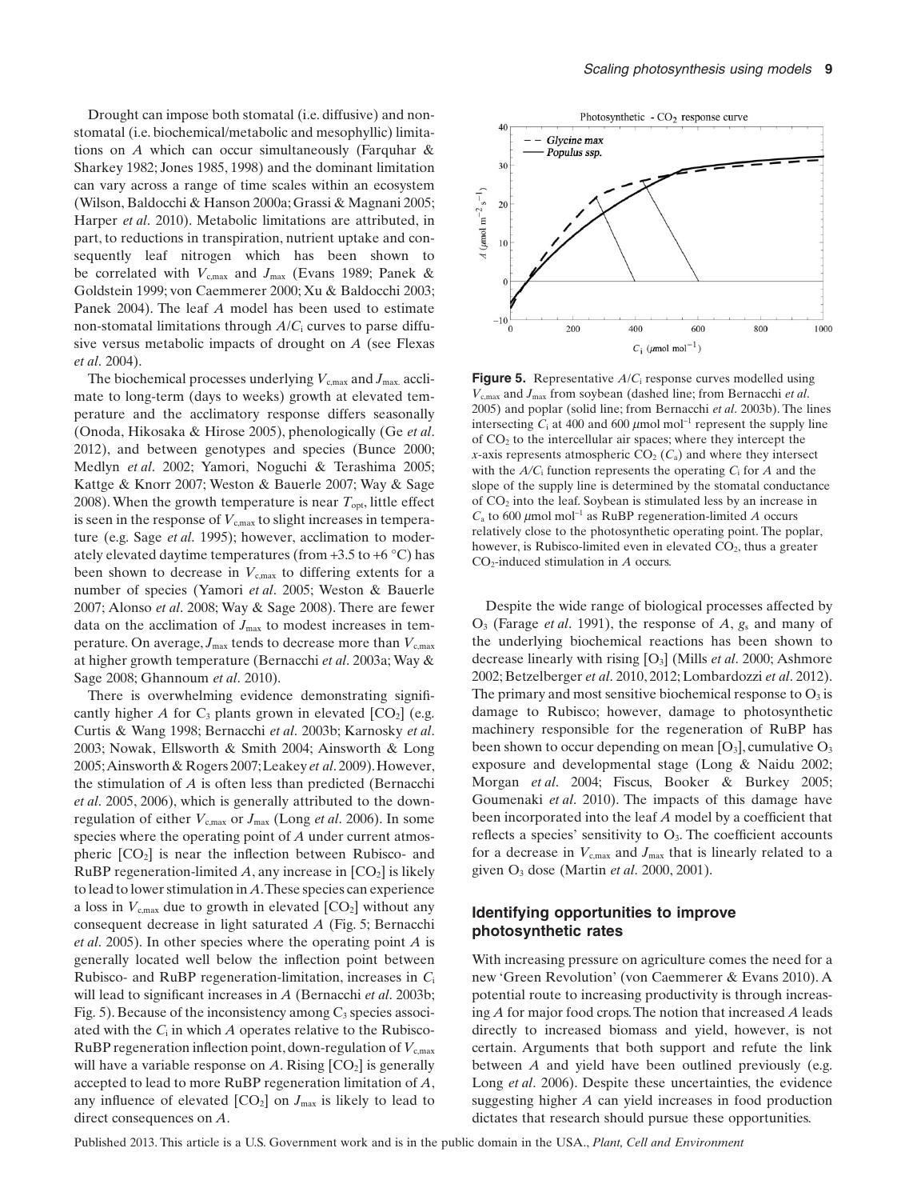Drought can impose both stomatal (i.e. diffusive) and non-stomatal (i.e. biochemical/metabolic and mesophyllic) limitations on $A$ which can occur simultaneously (Farquhar & Sharkey 1982; Jones 1985, 1998) and the dominant limitation can vary across a range of time scales within an ecosystem (Wilson, Baldocchi & Hanson 2000a; Grassi & Magnani 2005; Harper *et al*. 2010). Metabolic limitations are attributed, in part, to reductions in transpiration, nutrient uptake and consequently leaf nitrogen which has been shown to be correlated with $V_{c,max}$ and $J_{max}$ (Evans 1989; Panek & Goldstein 1999; von Caemmerer 2000; Xu & Baldocchi 2003; Panek 2004). The leaf $A$ model has been used to estimate non-stomatal limitations through $A/C_i$ curves to parse diffusive versus metabolic impacts of drought on $A$ (see Flexas *et al*. 2004).

The biochemical processes underlying $V_{c,max}$ and $J_{max}$ acclimate to long-term (days to weeks) growth at elevated temperature and the acclimatory response differs seasonally (Onoda, Hikosaka & Hirose 2005), phenologically (Ge *et al*. 2012), and between genotypes and species (Bunce 2000; Medlyn *et al*. 2002; Yamori, Noguchi & Terashima 2005; Kattge & Knorr 2007; Weston & Bauerle 2007; Way & Sage 2008). When the growth temperature is near $T_{opt}$, little effect is seen in the response of $V_{c,max}$ to slight increases in temperature (e.g. Sage *et al*. 1995); however, acclimation to moderately elevated daytime temperatures (from +3.5 to +6 °C) has been shown to decrease in $V_{c,max}$ to differing extents for a number of species (Yamori *et al*. 2005; Weston & Bauerle 2007; Alonso *et al*. 2008; Way & Sage 2008). There are fewer data on the acclimation of $J_{max}$ to modest increases in temperature. On average, $J_{max}$ tends to decrease more than $V_{c,max}$ at higher growth temperature (Bernacchi *et al*. 2003a; Way & Sage 2008; Ghannoum *et al*. 2010).

There is overwhelming evidence demonstrating significantly higher $A$ for $C_3$ plants grown in elevated [$CO_2$] (e.g. Curtis & Wang 1998; Bernacchi *et al*. 2003b; Karnosky *et al*. 2003; Nowak, Ellsworth & Smith 2004; Ainsworth & Long 2005; Ainsworth & Rogers 2007; Leakey *et al*. 2009). However, the stimulation of $A$ is often less than predicted (Bernacchi *et al*. 2005, 2006), which is generally attributed to the down-regulation of either $V_{c,max}$ or $J_{max}$ (Long *et al*. 2006). In some species where the operating point of $A$ under current atmospheric [$CO_2$] is near the inflection between Rubisco- and RuBP regeneration-limited $A$, any increase in [$CO_2$] is likely to lead to lower stimulation in $A$. These species can experience a loss in $V_{c,max}$ due to growth in elevated [$CO_2$] without any consequent decrease in light saturated $A$ (Fig. 5; Bernacchi *et al*. 2005). In other species where the operating point $A$ is generally located well below the inflection point between Rubisco- and RuBP regeneration-limitation, increases in $C_i$ will lead to significant increases in $A$ (Bernacchi *et al*. 2003b; Fig. 5). Because of the inconsistency among $C_3$ species associated with the $C_i$ in which $A$ operates relative to the Rubisco-RuBP regeneration inflection point, down-regulation of $V_{c,max}$ will have a variable response on $A$. Rising [$CO_2$] is generally accepted to lead to more RuBP regeneration limitation of $A$, any influence of elevated [$CO_2$] on $J_{max}$ is likely to lead to direct consequences on $A$.

**Figure 5.** Representative $A/C_i$ response curves modelled using $V_{c,max}$ and $J_{max}$ from soybean (dashed line; from Bernacchi *et al*. 2005) and poplar (solid line; from Bernacchi *et al*. 2003b). The lines intersecting $C_i$ at 400 and 600 $\mu$mol mol$^{-1}$ represent the supply line of $CO_2$ to the intercellular air spaces; where they intercept the $x$-axis represents atmospheric $CO_2$ ($C_a$) and where they intersect with the $A/C_i$ function represents the operating $C_i$ for $A$ and the slope of the supply line is determined by the stomatal conductance of $CO_2$ into the leaf. Soybean is stimulated less by an increase in $C_a$ to 600 $\mu$mol mol$^{-1}$ as RuBP regeneration-limited $A$ occurs relatively close to the photosynthetic operating point. The poplar, however, is Rubisco-limited even in elevated $CO_2$, thus a greater $CO_2$-induced stimulation in $A$ occurs.

Despite the wide range of biological processes affected by $O_3$ (Farage *et al*. 1991), the response of $A$, $g_s$ and many of the underlying biochemical reactions has been shown to decrease linearly with rising [$O_3$] (Mills *et al*. 2000; Ashmore 2002; Betzelberger *et al*. 2010, 2012; Lombardozzi *et al*. 2012). The primary and most sensitive biochemical response to $O_3$ is damage to Rubisco; however, damage to photosynthetic machinery responsible for the regeneration of RuBP has been shown to occur depending on mean [$O_3$], cumulative $O_3$ exposure and developmental stage (Long & Naidu 2002; Morgan *et al*. 2004; Fiscus, Booker & Burkey 2005; Goumenaki *et al*. 2010). The impacts of this damage have been incorporated into the leaf $A$ model by a coefficient that reflects a species' sensitivity to $O_3$. The coefficient accounts for a decrease in $V_{c,max}$ and $J_{max}$ that is linearly related to a given $O_3$ dose (Martin *et al*. 2000, 2001).

## Identifying opportunities to improve photosynthetic rates

With increasing pressure on agriculture comes the need for a new 'Green Revolution' (von Caemmerer & Evans 2010). A potential route to increasing productivity is through increasing $A$ for major food crops. The notion that increased $A$ leads directly to increased biomass and yield, however, is not certain. Arguments that both support and refute the link between $A$ and yield have been outlined previously (e.g. Long *et al*. 2006). Despite these uncertainties, the evidence suggesting higher $A$ can yield increases in food production dictates that research should pursue these opportunities.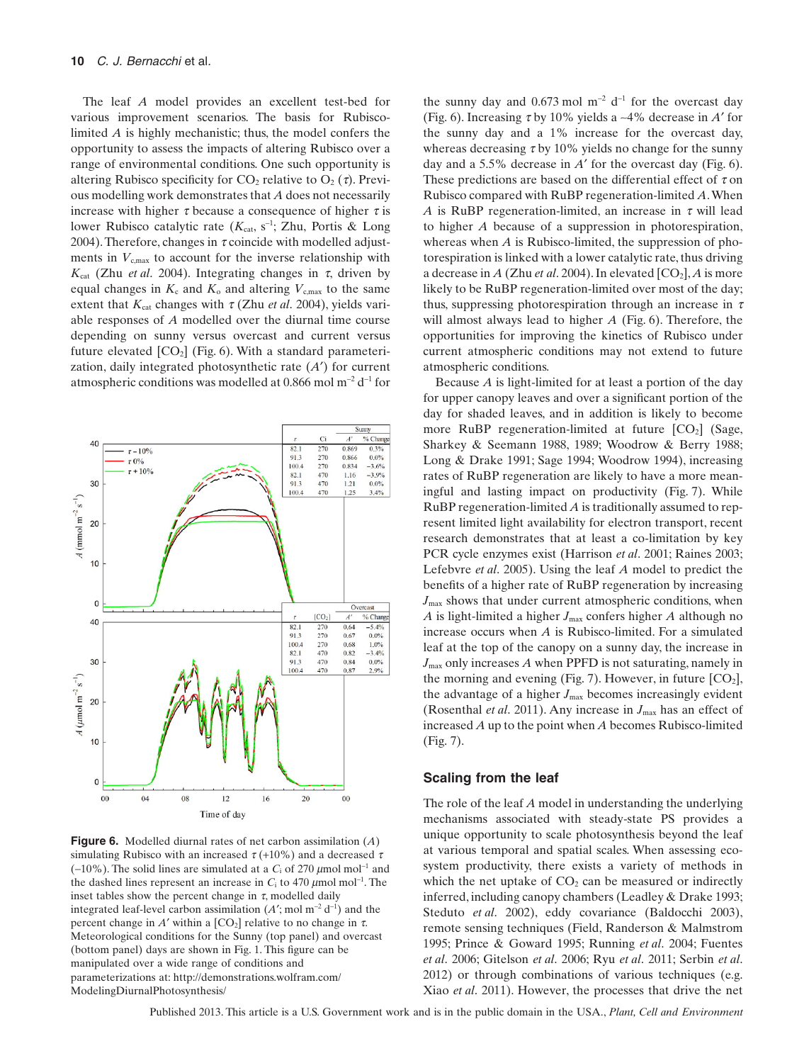The leaf $A$ model provides an excellent test-bed for various improvement scenarios. The basis for Rubisco-limited $A$ is highly mechanistic; thus, the model confers the opportunity to assess the impacts of altering Rubisco over a range of environmental conditions. One such opportunity is altering Rubisco specificity for $CO_2$ relative to $O_2$ ($\tau$). Previous modelling work demonstrates that $A$ does not necessarily increase with higher $\tau$ because a consequence of higher $\tau$ is lower Rubisco catalytic rate ($K_{cat}$, $s^{-1}$; Zhu, Portis & Long 2004). Therefore, changes in $\tau$ coincide with modelled adjustments in $V_{c,max}$ to account for the inverse relationship with $K_{cat}$ (Zhu *et al*. 2004). Integrating changes in $\tau$, driven by equal changes in $K_c$ and $K_o$ and altering $V_{c,max}$ to the same extent that $K_{cat}$ changes with $\tau$ (Zhu *et al*. 2004), yields variable responses of $A$ modelled over the diurnal time course depending on sunny versus overcast and current versus future elevated [$CO_2$] (Fig. 6). With a standard parameterization, daily integrated photosynthetic rate ($A'$) for current atmospheric conditions was modelled at 0.866 mol $m^{-2}$ $d^{-1}$ for the sunny day and 0.673 mol $m^{-2}$ $d^{-1}$ for the overcast day (Fig. 6). Increasing $\tau$ by 10% yields a ~4% decrease in $A'$ for the sunny day and a 1% increase for the overcast day, whereas decreasing $\tau$ by 10% yields no change for the sunny day and a 5.5% decrease in $A'$ for the overcast day (Fig. 6). These predictions are based on the differential effect of $\tau$ on Rubisco compared with RuBP regeneration-limited $A$. When $A$ is RuBP regeneration-limited, an increase in $\tau$ will lead to higher $A$ because of a suppression in photorespiration, whereas when $A$ is Rubisco-limited, the suppression of photorespiration is linked with a lower catalytic rate, thus driving a decrease in $A$ (Zhu *et al*. 2004). In elevated [$CO_2$], $A$ is more likely to be RuBP regeneration-limited over most of the day; thus, suppressing photorespiration through an increase in $\tau$ will almost always lead to higher $A$ (Fig. 6). Therefore, the opportunities for improving the kinetics of Rubisco under current atmospheric conditions may not extend to future atmospheric conditions.

| Sunny | | | |
|---|---|---|---|
| $\tau$ | Ci | $A'$ | % Change |
| 82.1 | 270 | 0.869 | 0.3% |
| 91.3 | 270 | 0.866 | 0.0% |
| 100.4 | 270 | 0.834 | −3.6% |
| 82.1 | 470 | 1.16 | −3.9% |
| 91.3 | 470 | 1.21 | 0.0% |
| 100.4 | 470 | 1.25 | 3.4% |

| Overcast | | | |
|---|---|---|---|
| $\tau$ | [$CO_2$] | $A'$ | % Change |
| 82.1 | 270 | 0.64 | −5.4% |
| 91.3 | 270 | 0.67 | 0.0% |
| 100.4 | 270 | 0.68 | 1.0% |
| 82.1 | 470 | 0.82 | −3.4% |
| 91.3 | 470 | 0.84 | 0.0% |
| 100.4 | 470 | 0.87 | 2.9% |

**Figure 6.** Modelled diurnal rates of net carbon assimilation ($A$) simulating Rubisco with an increased $\tau$ (+10%) and a decreased $\tau$ (−10%). The solid lines are simulated at a $C_i$ of 270 $\mu$mol mol$^{-1}$ and the dashed lines represent an increase in $C_i$ to 470 $\mu$mol mol$^{-1}$. The inset tables show the percent change in $\tau$, modelled daily integrated leaf-level carbon assimilation ($A'$; mol $m^{-2}$ $d^{-1}$) and the percent change in $A'$ within a [$CO_2$] relative to no change in $\tau$. Meteorological conditions for the Sunny (top panel) and overcast (bottom panel) days are shown in Fig. 1. This figure can be manipulated over a wide range of conditions and parameterizations at: http://demonstrations.wolfram.com/ModelingDiurnalPhotosynthesis/

Because $A$ is light-limited for at least a portion of the day for upper canopy leaves and over a significant portion of the day for shaded leaves, and in addition is likely to become more RuBP regeneration-limited at future [$CO_2$] (Sage, Sharkey & Seemann 1988, 1989; Woodrow & Berry 1988; Long & Drake 1991; Sage 1994; Woodrow 1994), increasing rates of RuBP regeneration are likely to have a more meaningful and lasting impact on productivity (Fig. 7). While RuBP regeneration-limited $A$ is traditionally assumed to represent limited light availability for electron transport, recent research demonstrates that at least a co-limitation by key PCR cycle enzymes exist (Harrison *et al*. 2001; Raines 2003; Lefebvre *et al*. 2005). Using the leaf $A$ model to predict the benefits of a higher rate of RuBP regeneration by increasing $J_{max}$ shows that under current atmospheric conditions, when $A$ is light-limited a higher $J_{max}$ confers higher $A$ although no increase occurs when $A$ is Rubisco-limited. For a simulated leaf at the top of the canopy on a sunny day, the increase in $J_{max}$ only increases $A$ when PPFD is not saturating, namely in the morning and evening (Fig. 7). However, in future [$CO_2$], the advantage of a higher $J_{max}$ becomes increasingly evident (Rosenthal *et al*. 2011). Any increase in $J_{max}$ has an effect of increased $A$ up to the point when $A$ becomes Rubisco-limited (Fig. 7).

## Scaling from the leaf

The role of the leaf $A$ model in understanding the underlying mechanisms associated with steady-state PS provides a unique opportunity to scale photosynthesis beyond the leaf at various temporal and spatial scales. When assessing ecosystem productivity, there exists a variety of methods in which the net uptake of $CO_2$ can be measured or indirectly inferred, including canopy chambers (Leadley & Drake 1993; Steduto *et al*. 2002), eddy covariance (Baldocchi 2003), remote sensing techniques (Field, Randerson & Malmstrom 1995; Prince & Goward 1995; Running *et al*. 2004; Fuentes *et al*. 2006; Gitelson *et al*. 2006; Ryu *et al*. 2011; Serbin *et al*. 2012) or through combinations of various techniques (e.g. Xiao *et al*. 2011). However, the processes that drive the net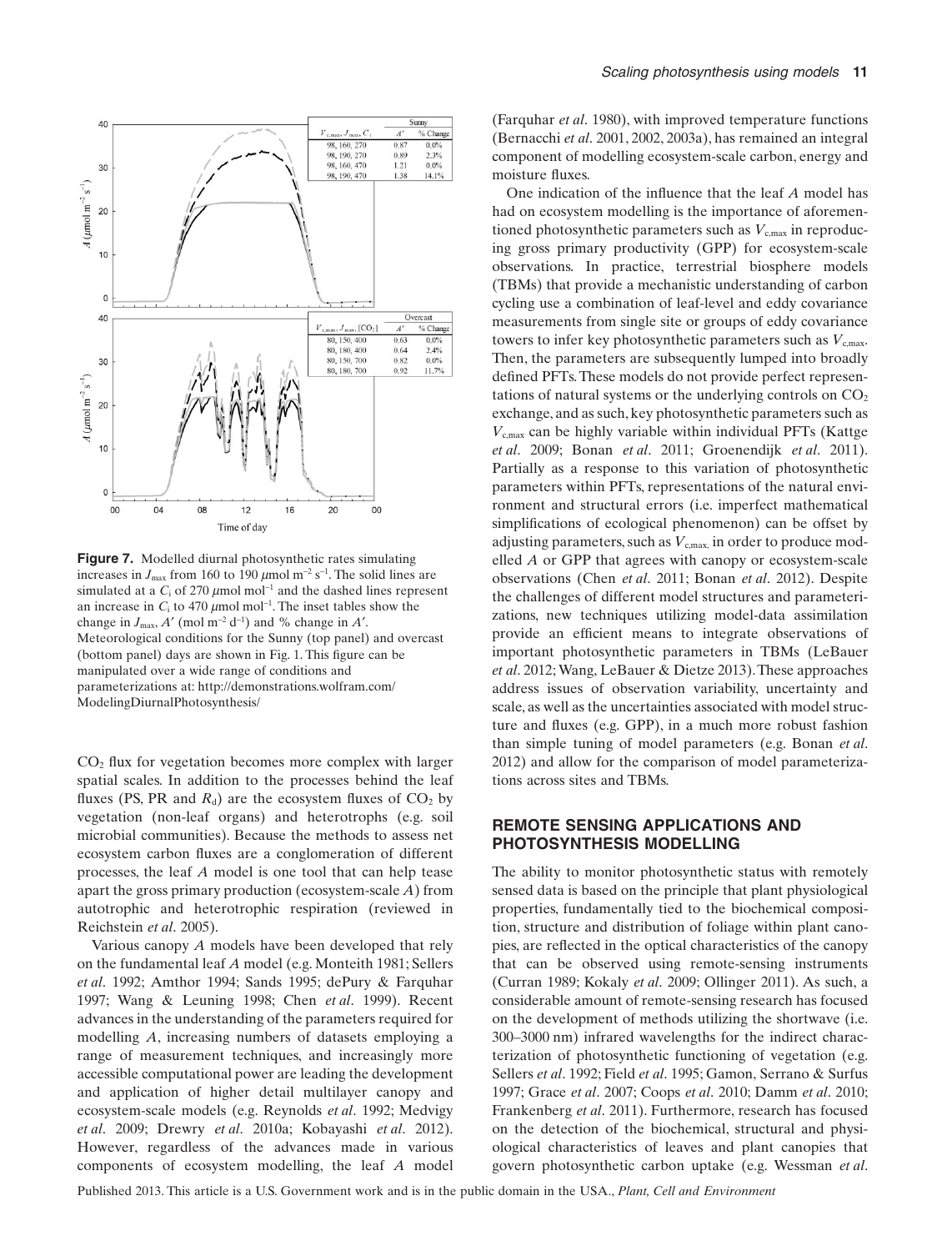**Figure 7.** Modelled diurnal photosynthetic rates simulating increases in $J_{max}$ from 160 to 190 $\mu$mol m$^{-2}$ s$^{-1}$. The solid lines are simulated at a $C_i$ of 270 $\mu$mol mol$^{-1}$ and the dashed lines represent an increase in $C_i$ to 470 $\mu$mol mol$^{-1}$. The inset tables show the change in $J_{max}$, $A'$ (mol m$^{-2}$ d$^{-1}$) and % change in $A'$. Meteorological conditions for the Sunny (top panel) and overcast (bottom panel) days are shown in Fig. 1. This figure can be manipulated over a wide range of conditions and parameterizations at: http://demonstrations.wolfram.com/ModelingDiurnalPhotosynthesis/

$CO_2$ flux for vegetation becomes more complex with larger spatial scales. In addition to the processes behind the leaf fluxes (PS, PR and $R_d$) are the ecosystem fluxes of $CO_2$ by vegetation (non-leaf organs) and heterotrophs (e.g. soil microbial communities). Because the methods to assess net ecosystem carbon fluxes are a conglomeration of different processes, the leaf $A$ model is one tool that can help tease apart the gross primary production (ecosystem-scale $A$) from autotrophic and heterotrophic respiration (reviewed in Reichstein *et al*. 2005).

Various canopy $A$ models have been developed that rely on the fundamental leaf $A$ model (e.g. Monteith 1981; Sellers *et al*. 1992; Amthor 1994; Sands 1995; dePury & Farquhar 1997; Wang & Leuning 1998; Chen *et al*. 1999). Recent advances in the understanding of the parameters required for modelling $A$, increasing numbers of datasets employing a range of measurement techniques, and increasingly more accessible computational power are leading the development and application of higher detail multilayer canopy and ecosystem-scale models (e.g. Reynolds *et al*. 1992; Medvigy *et al*. 2009; Drewry *et al*. 2010a; Kobayashi *et al*. 2012). However, regardless of the advances made in various components of ecosystem modelling, the leaf $A$ model (Farquhar *et al*. 1980), with improved temperature functions (Bernacchi *et al*. 2001, 2002, 2003a), has remained an integral component of modelling ecosystem-scale carbon, energy and moisture fluxes.

One indication of the influence that the leaf $A$ model has had on ecosystem modelling is the importance of aforementioned photosynthetic parameters such as $V_{c,max}$ in reproducing gross primary productivity (GPP) for ecosystem-scale observations. In practice, terrestrial biosphere models (TBMs) that provide a mechanistic understanding of carbon cycling use a combination of leaf-level and eddy covariance measurements from single site or groups of eddy covariance towers to infer key photosynthetic parameters such as $V_{c,max}$. Then, the parameters are subsequently lumped into broadly defined PFTs. These models do not provide perfect representations of natural systems or the underlying controls on $CO_2$ exchange, and as such, key photosynthetic parameters such as $V_{c,max}$ can be highly variable within individual PFTs (Kattge *et al*. 2009; Bonan *et al*. 2011; Groenendijk *et al*. 2011). Partially as a response to this variation of photosynthetic parameters within PFTs, representations of the natural environment and structural errors (i.e. imperfect mathematical simplifications of ecological phenomenon) can be offset by adjusting parameters, such as $V_{c,max}$, in order to produce modelled $A$ or GPP that agrees with canopy or ecosystem-scale observations (Chen *et al*. 2011; Bonan *et al*. 2012). Despite the challenges of different model structures and parameterizations, new techniques utilizing model-data assimilation provide an efficient means to integrate observations of important photosynthetic parameters in TBMs (LeBauer *et al*. 2012; Wang, LeBauer & Dietze 2013). These approaches address issues of observation variability, uncertainty and scale, as well as the uncertainties associated with model structure and fluxes (e.g. GPP), in a much more robust fashion than simple tuning of model parameters (e.g. Bonan *et al*. 2012) and allow for the comparison of model parameterizations across sites and TBMs.

## REMOTE SENSING APPLICATIONS AND PHOTOSYNTHESIS MODELLING

The ability to monitor photosynthetic status with remotely sensed data is based on the principle that plant physiological properties, fundamentally tied to the biochemical composition, structure and distribution of foliage within plant canopies, are reflected in the optical characteristics of the canopy that can be observed using remote-sensing instruments (Curran 1989; Kokaly *et al*. 2009; Ollinger 2011). As such, a considerable amount of remote-sensing research has focused on the development of methods utilizing the shortwave (i.e. 300–3000 nm) infrared wavelengths for the indirect characterization of photosynthetic functioning of vegetation (e.g. Sellers *et al*. 1992; Field *et al*. 1995; Gamon, Serrano & Surfus 1997; Grace *et al*. 2007; Coops *et al*. 2010; Damm *et al*. 2010; Frankenberg *et al*. 2011). Furthermore, research has focused on the detection of the biochemical, structural and physiological characteristics of leaves and plant canopies that govern photosynthetic carbon uptake (e.g. Wessman *et al*.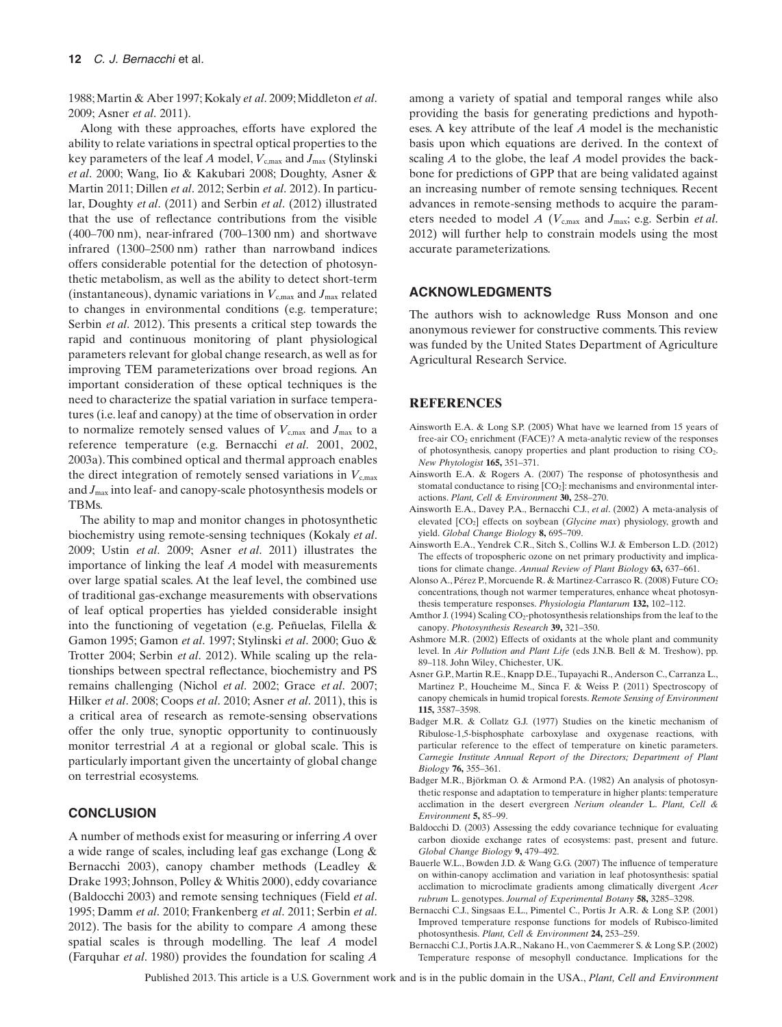1988; Martin & Aber 1997; Kokaly *et al*. 2009; Middleton *et al*. 2009; Asner *et al*. 2011).

Along with these approaches, efforts have explored the ability to relate variations in spectral optical properties to the key parameters of the leaf *A* model, $V_{c,max}$ and $J_{max}$ (Stylinski *et al*. 2000; Wang, Iio & Kakubari 2008; Doughty, Asner & Martin 2011; Dillen *et al*. 2012; Serbin *et al*. 2012). In particular, Doughty *et al*. (2011) and Serbin *et al*. (2012) illustrated that the use of reflectance contributions from the visible (400–700 nm), near-infrared (700–1300 nm) and shortwave infrared (1300–2500 nm) rather than narrowband indices offers considerable potential for the detection of photosynthetic metabolism, as well as the ability to detect short-term (instantaneous), dynamic variations in $V_{c,max}$ and $J_{max}$ related to changes in environmental conditions (e.g. temperature; Serbin *et al*. 2012). This presents a critical step towards the rapid and continuous monitoring of plant physiological parameters relevant for global change research, as well as for improving TEM parameterizations over broad regions. An important consideration of these optical techniques is the need to characterize the spatial variation in surface temperatures (i.e. leaf and canopy) at the time of observation in order to normalize remotely sensed values of $V_{c,max}$ and $J_{max}$ to a reference temperature (e.g. Bernacchi *et al*. 2001, 2002, 2003a). This combined optical and thermal approach enables the direct integration of remotely sensed variations in $V_{c,max}$ and $J_{max}$ into leaf- and canopy-scale photosynthesis models or TBMs.

The ability to map and monitor changes in photosynthetic biochemistry using remote-sensing techniques (Kokaly *et al*. 2009; Ustin *et al*. 2009; Asner *et al*. 2011) illustrates the importance of linking the leaf *A* model with measurements over large spatial scales. At the leaf level, the combined use of traditional gas-exchange measurements with observations of leaf optical properties has yielded considerable insight into the functioning of vegetation (e.g. Peñuelas, Filella & Gamon 1995; Gamon *et al*. 1997; Stylinski *et al*. 2000; Guo & Trotter 2004; Serbin *et al*. 2012). While scaling up the relationships between spectral reflectance, biochemistry and PS remains challenging (Nichol *et al*. 2002; Grace *et al*. 2007; Hilker *et al*. 2008; Coops *et al*. 2010; Asner *et al*. 2011), this is a critical area of research as remote-sensing observations offer the only true, synoptic opportunity to continuously monitor terrestrial *A* at a regional or global scale. This is particularly important given the uncertainty of global change on terrestrial ecosystems.

## CONCLUSION

A number of methods exist for measuring or inferring *A* over a wide range of scales, including leaf gas exchange (Long & Bernacchi 2003), canopy chamber methods (Leadley & Drake 1993; Johnson, Polley & Whitis 2000), eddy covariance (Baldocchi 2003) and remote sensing techniques (Field *et al*. 1995; Damm *et al*. 2010; Frankenberg *et al*. 2011; Serbin *et al*. 2012). The basis for the ability to compare *A* among these spatial scales is through modelling. The leaf *A* model (Farquhar *et al*. 1980) provides the foundation for scaling *A* among a variety of spatial and temporal ranges while also providing the basis for generating predictions and hypotheses. A key attribute of the leaf *A* model is the mechanistic basis upon which equations are derived. In the context of scaling *A* to the globe, the leaf *A* model provides the backbone for predictions of GPP that are being validated against an increasing number of remote sensing techniques. Recent advances in remote-sensing methods to acquire the parameters needed to model *A* ($V_{c,max}$ and $J_{max}$; e.g. Serbin *et al*. 2012) will further help to constrain models using the most accurate parameterizations.

## ACKNOWLEDGMENTS

The authors wish to acknowledge Russ Monson and one anonymous reviewer for constructive comments. This review was funded by the United States Department of Agriculture Agricultural Research Service.

## REFERENCES

Ainsworth E.A. & Long S.P. (2005) What have we learned from 15 years of free-air $CO_2$ enrichment (FACE)? A meta-analytic review of the responses of photosynthesis, canopy properties and plant production to rising $CO_2$. *New Phytologist* **165,** 351–371.

Ainsworth E.A. & Rogers A. (2007) The response of photosynthesis and stomatal conductance to rising [$CO_2$]: mechanisms and environmental interactions. *Plant, Cell & Environment* **30,** 258–270.

Ainsworth E.A., Davey P.A., Bernacchi C.J., *et al*. (2002) A meta-analysis of elevated [$CO_2$] effects on soybean (*Glycine max*) physiology, growth and yield. *Global Change Biology* **8,** 695–709.

Ainsworth E.A., Yendrek C.R., Sitch S., Collins W.J. & Emberson L.D. (2012) The effects of tropospheric ozone on net primary productivity and implications for climate change. *Annual Review of Plant Biology* **63,** 637–661.

Alonso A., Pérez P., Morcuende R. & Martinez-Carrasco R. (2008) Future $CO_2$ concentrations, though not warmer temperatures, enhance wheat photosynthesis temperature responses. *Physiologia Plantarum* **132,** 102–112.

Amthor J. (1994) Scaling $CO_2$-photosynthesis relationships from the leaf to the canopy. *Photosynthesis Research* **39,** 321–350.

Ashmore M.R. (2002) Effects of oxidants at the whole plant and community level. In *Air Pollution and Plant Life* (eds J.N.B. Bell & M. Treshow), pp. 89–118. John Wiley, Chichester, UK.

Asner G.P., Martin R.E., Knapp D.E., Tupayachi R., Anderson C., Carranza L., Martinez P., Houcheime M., Sinca F. & Weiss P. (2011) Spectroscopy of canopy chemicals in humid tropical forests. *Remote Sensing of Environment* **115,** 3587–3598.

Badger M.R. & Collatz G.J. (1977) Studies on the kinetic mechanism of Ribulose-1,5-bisphosphate carboxylase and oxygenase reactions, with particular reference to the effect of temperature on kinetic parameters. *Carnegie Institute Annual Report of the Directors; Department of Plant Biology* **76,** 355–361.

Badger M.R., Björkman O. & Armond P.A. (1982) An analysis of photosynthetic response and adaptation to temperature in higher plants: temperature acclimation in the desert evergreen *Nerium oleander* L. *Plant, Cell & Environment* **5,** 85–99.

Baldocchi D. (2003) Assessing the eddy covariance technique for evaluating carbon dioxide exchange rates of ecosystems: past, present and future. *Global Change Biology* **9,** 479–492.

Bauerle W.L., Bowden J.D. & Wang G.G. (2007) The influence of temperature on within-canopy acclimation and variation in leaf photosynthesis: spatial acclimation to microclimate gradients among climatically divergent *Acer rubrum* L. genotypes. *Journal of Experimental Botany* **58,** 3285–3298.

Bernacchi C.J., Singsaas E.L., Pimentel C., Portis Jr A.R. & Long S.P. (2001) Improved temperature response functions for models of Rubisco-limited photosynthesis. *Plant, Cell & Environment* **24,** 253–259.

Bernacchi C.J., Portis J.A.R., Nakano H., von Caemmerer S. & Long S.P. (2002) Temperature response of mesophyll conductance. Implications for the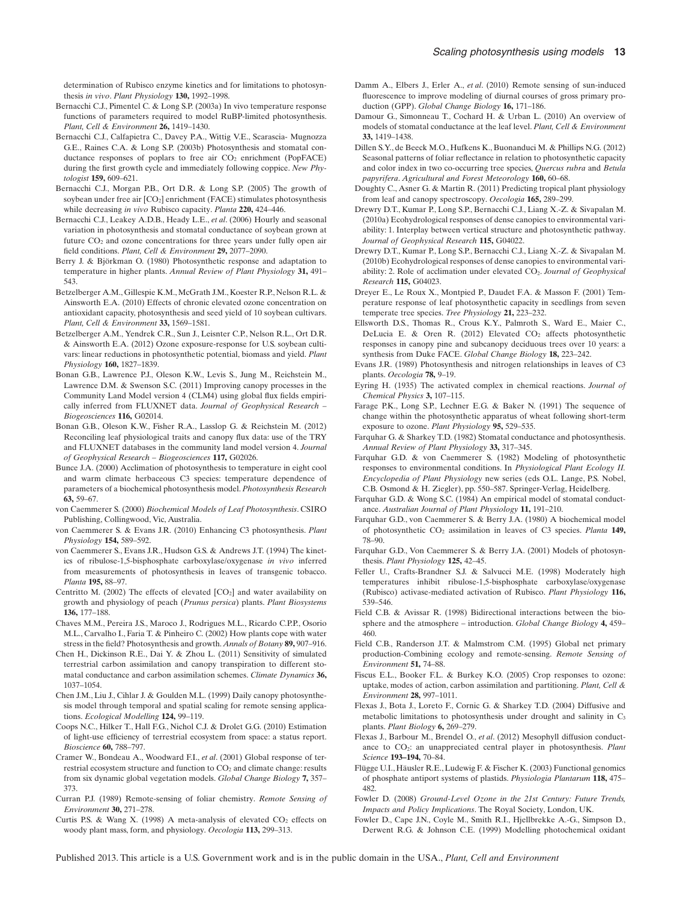determination of Rubisco enzyme kinetics and for limitations to photosynthesis *in vivo*. *Plant Physiology* **130,** 1992–1998.

Bernacchi C.J., Pimentel C. & Long S.P. (2003a) In vivo temperature response functions of parameters required to model RuBP-limited photosynthesis. *Plant, Cell & Environment* **26,** 1419–1430.

Bernacchi C.J., Calfapietra C., Davey P.A., Wittig V.E., Scarascia- Mugnozza G.E., Raines C.A. & Long S.P. (2003b) Photosynthesis and stomatal conductance responses of poplars to free air $CO_2$ enrichment (PopFACE) during the first growth cycle and immediately following coppice. *New Phytologist* **159,** 609–621.

Bernacchi C.J., Morgan P.B., Ort D.R. & Long S.P. (2005) The growth of soybean under free air [$CO_2$] enrichment (FACE) stimulates photosynthesis while decreasing *in vivo* Rubisco capacity. *Planta* **220,** 424–446.

Bernacchi C.J., Leakey A.D.B., Heady L.E., *et al*. (2006) Hourly and seasonal variation in photosynthesis and stomatal conductance of soybean grown at future $CO_2$ and ozone concentrations for three years under fully open air field conditions. *Plant, Cell & Environment* **29,** 2077–2090.

Berry J. & Björkman O. (1980) Photosynthetic response and adaptation to temperature in higher plants. *Annual Review of Plant Physiology* **31,** 491–543.

Betzelberger A.M., Gillespie K.M., McGrath J.M., Koester R.P., Nelson R.L. & Ainsworth E.A. (2010) Effects of chronic elevated ozone concentration on antioxidant capacity, photosynthesis and seed yield of 10 soybean cultivars. *Plant, Cell & Environment* **33,** 1569–1581.

Betzelberger A.M., Yendrek C.R., Sun J., Leisnter C.P., Nelson R.L., Ort D.R. & Ainsworth E.A. (2012) Ozone exposure-response for U.S. soybean cultivars: linear reductions in photosynthetic potential, biomass and yield. *Plant Physiology* **160,** 1827–1839.

Bonan G.B., Lawrence P.J., Oleson K.W., Levis S., Jung M., Reichstein M., Lawrence D.M. & Swenson S.C. (2011) Improving canopy processes in the Community Land Model version 4 (CLM4) using global flux fields empirically inferred from FLUXNET data. *Journal of Geophysical Research – Biogeosciences* **116,** G02014.

Bonan G.B., Oleson K.W., Fisher R.A., Lasslop G. & Reichstein M. (2012) Reconciling leaf physiological traits and canopy flux data: use of the TRY and FLUXNET databases in the community land model version 4. *Journal of Geophysical Research – Biogeosciences* **117,** G02026.

Bunce J.A. (2000) Acclimation of photosynthesis to temperature in eight cool and warm climate herbaceous C3 species: temperature dependence of parameters of a biochemical photosynthesis model. *Photosynthesis Research* **63,** 59–67.

von Caemmerer S. (2000) *Biochemical Models of Leaf Photosynthesis*. CSIRO Publishing, Collingwood, Vic, Australia.

von Caemmerer S. & Evans J.R. (2010) Enhancing C3 photosynthesis. *Plant Physiology* **154,** 589–592.

von Caemmerer S., Evans J.R., Hudson G.S. & Andrews J.T. (1994) The kinetics of ribulose-1,5-bisphosphate carboxylase/oxygenase *in vivo* inferred from measurements of photosynthesis in leaves of transgenic tobacco. *Planta* **195,** 88–97.

Centritto M. (2002) The effects of elevated [$CO_2$] and water availability on growth and physiology of peach (*Prunus persica*) plants. *Plant Biosystems* **136,** 177–188.

Chaves M.M., Pereira J.S., Maroco J., Rodrigues M.L., Ricardo C.P.P., Osorio M.L., Carvalho I., Faria T. & Pinheiro C. (2002) How plants cope with water stress in the field? Photosynthesis and growth. *Annals of Botany* **89,** 907–916.

Chen H., Dickinson R.E., Dai Y. & Zhou L. (2011) Sensitivity of simulated terrestrial carbon assimilation and canopy transpiration to different stomatal conductance and carbon assimilation schemes. *Climate Dynamics* **36,** 1037–1054.

Chen J.M., Liu J., Cihlar J. & Goulden M.L. (1999) Daily canopy photosynthesis model through temporal and spatial scaling for remote sensing applications. *Ecological Modelling* **124,** 99–119.

Coops N.C., Hilker T., Hall F.G., Nichol C.J. & Drolet G.G. (2010) Estimation of light-use efficiency of terrestrial ecosystem from space: a status report. *Bioscience* **60,** 788–797.

Cramer W., Bondeau A., Woodward F.I., *et al*. (2001) Global response of terrestrial ecosystem structure and function to $CO_2$ and climate change: results from six dynamic global vegetation models. *Global Change Biology* **7,** 357–373.

Curran P.J. (1989) Remote-sensing of foliar chemistry. *Remote Sensing of Environment* **30,** 271–278.

Curtis P.S. & Wang X. (1998) A meta-analysis of elevated $CO_2$ effects on woody plant mass, form, and physiology. *Oecologia* **113,** 299–313.

Damm A., Elbers J., Erler A., *et al*. (2010) Remote sensing of sun-induced fluorescence to improve modeling of diurnal courses of gross primary production (GPP). *Global Change Biology* **16,** 171–186.

Damour G., Simonneau T., Cochard H. & Urban L. (2010) An overview of models of stomatal conductance at the leaf level. *Plant, Cell & Environment* **33,** 1419–1438.

Dillen S.Y., de Beeck M.O., Hufkens K., Buonanduci M. & Phillips N.G. (2012) Seasonal patterns of foliar reflectance in relation to photosynthetic capacity and color index in two co-occurring tree species, *Quercus rubra* and *Betula papyrifera*. *Agricultural and Forest Meteorology* **160,** 60–68.

Doughty C., Asner G. & Martin R. (2011) Predicting tropical plant physiology from leaf and canopy spectroscopy. *Oecologia* **165,** 289–299.

Drewry D.T., Kumar P., Long S.P., Bernacchi C.J., Liang X.-Z. & Sivapalan M. (2010a) Ecohydrological responses of dense canopies to environmental variability: 1. Interplay between vertical structure and photosynthetic pathway. *Journal of Geophysical Research* **115,** G04022.

Drewry D.T., Kumar P., Long S.P., Bernacchi C.J., Liang X.-Z. & Sivapalan M. (2010b) Ecohydrological responses of dense canopies to environmental variability: 2. Role of acclimation under elevated $CO_2$. *Journal of Geophysical Research* **115,** G04023.

Dreyer E., Le Roux X., Montpied P., Daudet F.A. & Masson F. (2001) Temperature response of leaf photosynthetic capacity in seedlings from seven temperate tree species. *Tree Physiology* **21,** 223–232.

Ellsworth D.S., Thomas R., Crous K.Y., Palmroth S., Ward E., Maier C., DeLucia E. & Oren R. (2012) Elevated $CO_2$ affects photosynthetic responses in canopy pine and subcanopy deciduous trees over 10 years: a synthesis from Duke FACE. *Global Change Biology* **18,** 223–242.

Evans J.R. (1989) Photosynthesis and nitrogen relationships in leaves of C3 plants. *Oecologia* **78,** 9–19.

Eyring H. (1935) The activated complex in chemical reactions. *Journal of Chemical Physics* **3,** 107–115.

Farage P.K., Long S.P., Lechner E.G. & Baker N. (1991) The sequence of change within the photosynthetic apparatus of wheat following short-term exposure to ozone. *Plant Physiology* **95,** 529–535.

Farquhar G. & Sharkey T.D. (1982) Stomatal conductance and photosynthesis. *Annual Review of Plant Physiology* **33,** 317–345.

Farquhar G.D. & von Caemmerer S. (1982) Modeling of photosynthetic responses to environmental conditions. In *Physiological Plant Ecology II. Encyclopedia of Plant Physiology* new series (eds O.L. Lange, P.S. Nobel, C.B. Osmond & H. Ziegler), pp. 550–587. Springer-Verlag, Heidelberg.

Farquhar G.D. & Wong S.C. (1984) An empirical model of stomatal conductance. *Australian Journal of Plant Physiology* **11,** 191–210.

Farquhar G.D., von Caemmerer S. & Berry J.A. (1980) A biochemical model of photosynthetic $CO_2$ assimilation in leaves of C3 species. *Planta* **149,** 78–90.

Farquhar G.D., Von Caemmerer S. & Berry J.A. (2001) Models of photosynthesis. *Plant Physiology* **125,** 42–45.

Feller U., Crafts-Brandner S.J. & Salvucci M.E. (1998) Moderately high temperatures inhibit ribulose-1,5-bisphosphate carboxylase/oxygenase (Rubisco) activase-mediated activation of Rubisco. *Plant Physiology* **116,** 539–546.

Field C.B. & Avissar R. (1998) Bidirectional interactions between the biosphere and the atmosphere – introduction. *Global Change Biology* **4,** 459–460.

Field C.B., Randerson J.T. & Malmstrom C.M. (1995) Global net primary production-Combining ecology and remote-sensing. *Remote Sensing of Environment* **51,** 74–88.

Fiscus E.L., Booker F.L. & Burkey K.O. (2005) Crop responses to ozone: uptake, modes of action, carbon assimilation and partitioning. *Plant, Cell & Environment* **28,** 997–1011.

Flexas J., Bota J., Loreto F., Cornic G. & Sharkey T.D. (2004) Diffusive and metabolic limitations to photosynthesis under drought and salinity in $C_3$ plants. *Plant Biology* **6,** 269–279.

Flexas J., Barbour M., Brendel O., *et al*. (2012) Mesophyll diffusion conductance to $CO_2$: an unappreciated central player in photosynthesis. *Plant Science* **193–194,** 70–84.

Flügge U.I., Häusler R.E., Ludewig F. & Fischer K. (2003) Functional genomics of phosphate antiport systems of plastids. *Physiologia Plantarum* **118,** 475–482.

Fowler D. (2008) *Ground-Level Ozone in the 21st Century: Future Trends, Impacts and Policy Implications*. The Royal Society, London, UK.

Fowler D., Cape J.N., Coyle M., Smith R.I., Hjellbrekke A.-G., Simpson D., Derwent R.G. & Johnson C.E. (1999) Modelling photochemical oxidant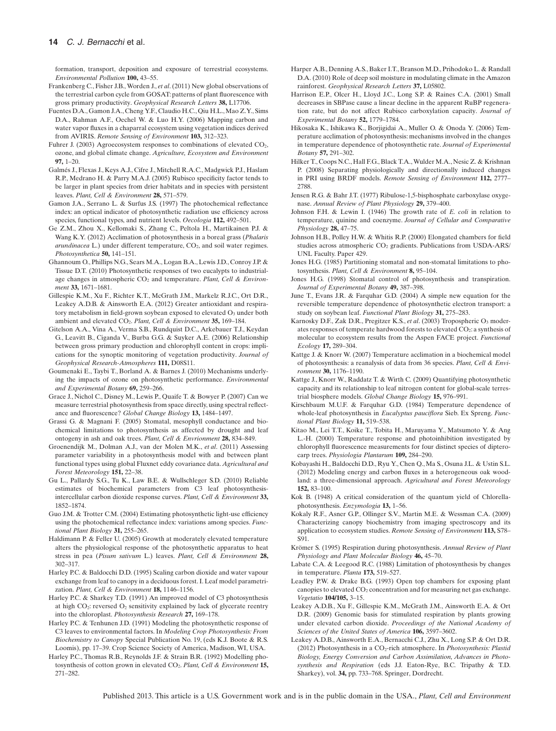formation, transport, deposition and exposure of terrestrial ecosystems. *Environmental Pollution* **100,** 43–55.

Frankenberg C., Fisher J.B., Worden J., *et al*. (2011) New global observations of the terrestrial carbon cycle from GOSAT: patterns of plant fluorescence with gross primary productivity. *Geophysical Research Letters* **38,** L17706.

Fuentes D.A., Gamon J.A., Cheng Y.F., Claudio H.C., Qiu H.L., Mao Z.Y., Sims D.A., Rahman A.F., Oechel W. & Luo H.Y. (2006) Mapping carbon and water vapor fluxes in a chaparral ecosystem using vegetation indices derived from AVIRIS. *Remote Sensing of Environment* **103,** 312–323.

Fuhrer J. (2003) Agroecosystem responses to combinations of elevated $CO_2$, ozone, and global climate change. *Agriculture, Ecosystem and Environment* **97,** 1–20.

Galmés J., Flexas J., Keys A.J., Cifre J., Mitchell R.A.C., Madgwick P.J., Haslam R.P., Medrano H. & Parry M.A.J. (2005) Rubisco specificity factor tends to be larger in plant species from drier habitats and in species with persistent leaves. *Plant, Cell & Environment* **28,** 571–579.

Gamon J.A., Serrano L. & Surfus J.S. (1997) The photochemical reflectance index: an optical indicator of photosynthetic radiation use efficiency across species, functional types, and nutrient levels. *Oecologia* **112,** 492–501.

Ge Z.M., Zhou X., Kellomaki S., Zhang C., Peltola H., Martikainen P.J. & Wang K.Y. (2012) Acclimation of photosynthesis in a boreal grass (*Phalaris arundinacea* L.) under different temperature, $CO_2$, and soil water regimes. *Photosynthetica* **50,** 141–151.

Ghannoum O., Phillips N.G., Sears M.A., Logan B.A., Lewis J.D., Conroy J.P. & Tissue D.T. (2010) Photosynthetic responses of two eucalypts to industrial-age changes in atmospheric $CO_2$ and temperature. *Plant, Cell & Environment* **33,** 1671–1681.

Gillespie K.M., Xu F., Richter K.T., McGrath J.M., Markelz R.J.C., Ort D.R., Leakey A.D.B. & Ainsworth E.A. (2012) Greater antioxidant and respiratory metabolism in field-grown soybean exposed to elevated $O_3$ under both ambient and elevated $CO_2$. *Plant, Cell & Environment* **35,** 169–184.

Gitelson A.A., Vina A., Verma S.B., Rundquist D.C., Arkebauer T.J., Keydan G., Leavitt B., Ciganda V., Burba G.G. & Suyker A.E. (2006) Relationship between gross primary production and chlorophyll content in crops: implications for the synoptic monitoring of vegetation productivity. *Journal of Geophysical Research-Atmospheres* **111,** D08S11.

Goumenaki E., Taybi T., Borland A. & Barnes J. (2010) Mechanisms underlying the impacts of ozone on photosynthetic performance. *Environmental and Experimental Botany* **69,** 259–266.

Grace J., Nichol C., Disney M., Lewis P., Quaife T. & Bowyer P. (2007) Can we measure terrestrial photosynthesis from space directly, using spectral reflectance and fluorescence? *Global Change Biology* **13,** 1484–1497.

Grassi G. & Magnani F. (2005) Stomatal, mesophyll conductance and biochemical limitations to photosynthesis as affected by drought and leaf ontogeny in ash and oak trees. *Plant, Cell & Envrionment* **28,** 834–849.

Groenendijk M., Dolman A.J., van der Molen M.K., *et al*. (2011) Assessing parameter variability in a photosynthesis model with and between plant functional types using global Fluxnet eddy covariance data. *Agricultural and Forest Meteorology* **151,** 22–38.

Gu L., Pallardy S.G., Tu K., Law B.E. & Wullschleger S.D. (2010) Reliable estimates of biochemical parameters from C3 leaf photosynthesis-intercellular carbon dioxide response curves. *Plant, Cell & Environment* **33,** 1852–1874.

Guo J.M. & Trotter C.M. (2004) Estimating photosynthetic light-use efficiency using the photochemical reflectance index: variations among species. *Functional Plant Biology* **31,** 255–265.

Haldimann P. & Feller U. (2005) Growth at moderately elevated temperature alters the physiological response of the photosynthetic apparatus to heat stress in pea (*Pisum sativum* L.) leaves. *Plant, Cell & Environment* **28,** 302–317.

Harley P.C. & Baldocchi D.D. (1995) Scaling carbon dioxide and water vapour exchange from leaf to canopy in a deciduous forest. I. Leaf model parametrization. *Plant, Cell & Environment* **18,** 1146–1156.

Harley P.C. & Sharkey T.D. (1991) An improved model of C3 photosynthesis at high $CO_2$: reversed $O_2$ sensitivity explained by lack of glycerate reentry into the chloroplast. *Photosynthesis Research* **27,** 169–178.

Harley P.C. & Tenhunen J.D. (1991) Modeling the photosynthetic response of C3 leaves to environmental factors. In *Modeling Crop Photosynthesis: From Biochemistry to Canopy* Special Publication No. 19, (eds K.J. Boote & R.S. Loomis), pp. 17–39. Crop Science Society of America, Madison, WI, USA.

Harley P.C., Thomas R.B., Reynolds J.F. & Strain B.R. (1992) Modelling photosynthesis of cotton grown in elevated $CO_2$. *Plant, Cell & Environment* **15,** 271–282.

Harper A.B., Denning A.S., Baker I.T., Branson M.D., Prihodoko L. & Randall D.A. (2010) Role of deep soil moisture in modulating climate in the Amazon rainforest. *Geophysical Research Letters* **37,** L05802.

Harrison E.P., Olcer H., Lloyd J.C., Long S.P. & Raines C.A. (2001) Small decreases in SBPase cause a linear decline in the apparent RuBP regeneration rate, but do not affect Rubisco carboxylation capacity. *Journal of Experimental Botany* **52,** 1779–1784.

Hikosaka K., Ishikawa K., Borjigidai A., Muller O. & Onoda Y. (2006) Temperature acclimation of photosynthesis: mechanisms involved in the changes in temperature dependence of photosynthetic rate. *Journal of Experimental Botany* **57,** 291–302.

Hilker T., Coops N.C., Hall F.G., Black T.A., Wulder M.A., Nesic Z. & Krishnan P. (2008) Separating physiologically and directionally induced changes in PRI using BRDF models. *Remote Sensing of Environment* **112,** 2777–2788.

Jensen R.G. & Bahr J.T. (1977) Ribulose-1,5-bisphosphate carboxylase oxygenase. *Annual Review of Plant Physiology* **29,** 379–400.

Johnson F.H. & Lewin I. (1946) The growth rate of *E. coli* in relation to temperature, quinine and coenzyme. *Journal of Cellular and Comparative Physiology* **28,** 47–75.

Johnson H.B., Polley H.W. & Whitis R.P. (2000) Elongated chambers for field studies across atmospheric $CO_2$ gradients. Publications from USDA-ARS/UNL Faculty. Paper 429.

Jones H.G. (1985) Partitioning stomatal and non-stomatal limitations to photosynthesis. *Plant, Cell & Environment* **8,** 95–104.

Jones H.G. (1998) Stomatal control of photosynthesis and transpiration. *Journal of Experimental Botany* **49,** 387–398.

June T., Evans J.R. & Farquhar G.D. (2004) A simple new equation for the reversible temperature dependence of photosynthetic electron transport: a study on soybean leaf. *Functional Plant Biology* **31,** 275–283.

Karnosky D.F., Zak D.R., Pregitzer K.S., *et al*. (2003) Tropospheric $O_3$ moderates responses of temperate hardwood forests to elevated $CO_2$: a synthesis of molecular to ecosystem results from the Aspen FACE project. *Functional Ecology* **17,** 289–304.

Kattge J. & Knorr W. (2007) Temperature acclimation in a biochemical model of photosynthesis: a reanalysis of data from 36 species. *Plant, Cell & Environment* **30,** 1176–1190.

Kattge J., Knorr W., Raddatz T. & Wirth C. (2009) Quantifying photosynthetic capacity and its relationship to leaf nitrogen content for global-scale terrestrial biosphere models. *Global Change Biology* **15,** 976–991.

Kirschbaum M.U.F. & Farquhar G.D. (1984) Temperature dependence of whole-leaf photosynthesis in *Eucalyptus pauciflora* Sieb. Ex Spreng. *Functional Plant Biology* **11,** 519–538.

Kitao M., Lei T.T., Koike T., Tobita H., Maruyama Y., Matsumoto Y. & Ang L.-H. (2000) Temperature response and photoinhibition investigated by chlorophyll fluorescence measurements for four distinct species of dipterocarp trees. *Physiologia Plantarum* **109,** 284–290.

Kobayashi H., Baldocchi D.D., Ryu Y., Chen Q., Ma S., Osuna J.L. & Ustin S.L. (2012) Modeling energy and carbon fluxes in a heterogeneous oak woodland: a three-dimensional approach. *Agricultural and Forest Meteorology* **152,** 83–100.

Kok B. (1948) A critical consideration of the quantum yield of Chlorella-photosynthesis. *Enzymologia* **13,** 1–56.

Kokaly R.F., Asner G.P., Ollinger S.V., Martin M.E. & Wessman C.A. (2009) Characterizing canopy biochemistry from imaging spectroscopy and its application to ecosystem studies. *Remote Sensing of Environment* **113,** S78–S91.

Krömer S. (1995) Respiration during photosynthesis. *Annual Review of Plant Physiology and Plant Molecular Biology* **46,** 45–70.

Labate C.A. & Leegood R.C. (1988) Limitation of photosynthesis by changes in temperature. *Planta* **173,** 519–527.

Leadley P.W. & Drake B.G. (1993) Open top chambers for exposing plant canopies to elevated $CO_2$ concentration and for measuring net gas exchange. *Vegetatio* **104/105,** 3–15.

Leakey A.D.B., Xu F., Gillespie K.M., McGrath J.M., Ainsworth E.A. & Ort D.R. (2009) Genomic basis for stimulated respiration by plants growing under elevated carbon dioxide. *Proceedings of the National Academy of Sciences of the United States of America* **106,** 3597–3602.

Leakey A.D.B., Ainsworth E.A., Bernacchi C.J., Zhu X., Long S.P. & Ort D.R. (2012) Photosynthesis in a $CO_2$-rich atmosphere. In *Photosynthesis: Plastid Biology, Energy Conversion and Carbon Assimilation, Advances in Photosynthesis and Respiration* (eds J.J. Eaton-Rye, B.C. Tripathy & T.D. Sharkey), vol. **34,** pp. 733–768. Springer, Dordrecht.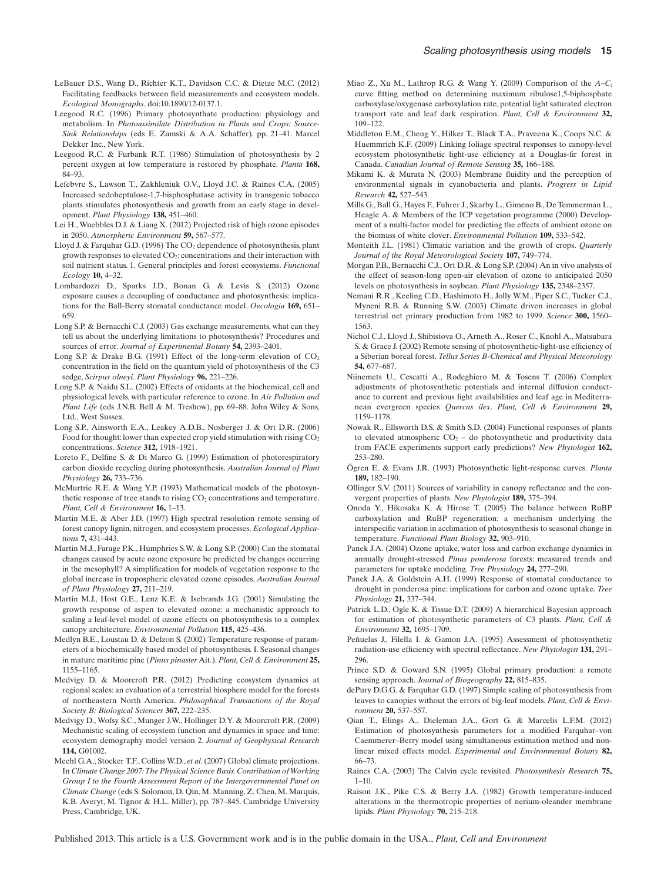LeBauer D.S., Wang D., Richter K.T., Davidson C.C. & Dietze M.C. (2012) Facilitating feedbacks between field measurements and ecosystem models. *Ecological Monographs*. doi:10.1890/12-0137.1.

Leegood R.C. (1996) Primary photosynthate production: physiology and metabolism. In *Photoassimilate Distribution in Plants and Crops: Source-Sink Relationships* (eds E. Zamski & A.A. Schaffer), pp. 21–41. Marcel Dekker Inc., New York.

Leegood R.C. & Furbank R.T. (1986) Stimulation of photosynthesis by 2 percent oxygen at low temperature is restored by phosphate. *Planta* **168,** 84–93.

Lefebvre S., Lawson T., Zakhleniuk O.V., Lloyd J.C. & Raines C.A. (2005) Increased sedoheptulose-1,7-bisphosphatase activity in transgenic tobacco plants stimulates photosynthesis and growth from an early stage in development. *Plant Physiology* **138,** 451–460.

Lei H., Wuebbles D.J. & Liang X. (2012) Projected risk of high ozone episodes in 2050. *Atmospheric Environment* **59,** 567–577.

Lloyd J. & Farquhar G.D. (1996) The $CO_2$ dependence of photosynthesis, plant growth responses to elevated $CO_2$: concentrations and their interaction with soil nutrient status. 1. General principles and forest ecosystems. *Functional Ecology* **10,** 4–32.

Lombardozzi D., Sparks J.D., Bonan G. & Levis S. (2012) Ozone exposure causes a decoupling of conductance and photosynthesis: implications for the Ball-Berry stomatal conductance model. *Oecologia* **169,** 651–659.

Long S.P. & Bernacchi C.J. (2003) Gas exchange measurements, what can they tell us about the underlying limitations to photosynthesis? Procedures and sources of error. *Journal of Experimental Botany* **54,** 2393–2401.

Long S.P. & Drake B.G. (1991) Effect of the long-term elevation of $CO_2$ concentration in the field on the quantum yield of photosynthesis of the C3 sedge, *Scirpus olneyi*. *Plant Physiology* **96,** 221–226.

Long S.P. & Naidu S.L. (2002) Effects of oxidants at the biochemical, cell and physiological levels, with particular reference to ozone. In *Air Pollution and Plant Life* (eds J.N.B. Bell & M. Treshow), pp. 69–88. John Wiley & Sons, Ltd., West Sussex.

Long S.P., Ainsworth E.A., Leakey A.D.B., Nosberger J. & Ort D.R. (2006) Food for thought: lower than expected crop yield stimulation with rising $CO_2$ concentrations. *Science* **312,** 1918–1921.

Loreto F., Delfine S. & Di Marco G. (1999) Estimation of photorespiratory carbon dioxide recycling during photosynthesis. *Australian Journal of Plant Physiology* **26,** 733–736.

McMurtrie R.E. & Wang Y.P. (1993) Mathematical models of the photosynthetic response of tree stands to rising $CO_2$ concentrations and temperature. *Plant, Cell & Environment* **16,** 1–13.

Martin M.E. & Aber J.D. (1997) High spectral resolution remote sensing of forest canopy lignin, nitrogen, and ecosystem processes. *Ecological Applications* **7,** 431–443.

Martin M.J., Farage P.K., Humphries S.W. & Long S.P. (2000) Can the stomatal changes caused by acute ozone exposure be predicted by changes occurring in the mesophyll? A simplification for models of vegetation response to the global increase in tropospheric elevated ozone episodes. *Australian Journal of Plant Physiology* **27,** 211–219.

Martin M.J., Host G.E., Lenz K.E. & Isebrands J.G. (2001) Simulating the growth response of aspen to elevated ozone: a mechanistic approach to scaling a leaf-level model of ozone effects on photosynthesis to a complex canopy architecture. *Environmental Pollution* **115,** 425–436.

Medlyn B.E., Loustau D. & Delzon S. (2002) Temperature response of parameters of a biochemically based model of photosynthesis. I. Seasonal changes in mature maritime pine (*Pinus pinaster* Ait.). *Plant, Cell & Environment* **25,** 1155–1165.

Medvigy D. & Moorcroft P.R. (2012) Predicting ecosystem dynamics at regional scales: an evaluation of a terrestrial biosphere model for the forests of northeastern North America. *Philosophical Transactions of the Royal Society B: Biological Sciences* **367,** 222–235.

Medvigy D., Wofsy S.C., Munger J.W., Hollinger D.Y. & Moorcroft P.R. (2009) Mechanistic scaling of ecosystem function and dynamics in space and time: ecosystem demography model version 2. *Journal of Geophysical Research* **114,** G01002.

Meehl G.A., Stocker T.F., Collins W.D., *et al*. (2007) Global climate projections. In *Climate Change 2007: The Physical Science Basis. Contribution of Working Group I to the Fourth Assessment Report of the Intergovernmental Panel on Climate Change* (eds S. Solomon, D. Qin, M. Manning, Z. Chen, M. Marquis, K.B. Averyt, M. Tignor & H.L. Miller), pp. 787–845. Cambridge University Press, Cambridge, UK.

Miao Z., Xu M., Lathrop R.G. & Wang Y. (2009) Comparison of the $A$–$C_i$ curve fitting method on determining maximum ribulose1,5-biphosphate carboxylase/oxygenase carboxylation rate, potential light saturated electron transport rate and leaf dark respiration. *Plant, Cell & Environment* **32,** 109–122.

Middleton E.M., Cheng Y., Hilker T., Black T.A., Praveena K., Coops N.C. & Huemmrich K.F. (2009) Linking foliage spectral responses to canopy-level ecosystem photosynthetic light-use efficiency at a Douglas-fir forest in Canada. *Canadian Journal of Remote Sensing* **35,** 166–188.

Mikami K. & Murata N. (2003) Membrane fluidity and the perception of environmental signals in cyanobacteria and plants. *Progress in Lipid Research* **42,** 527–543.

Mills G., Ball G., Hayes F., Fuhrer J., Skarby L., Gimeno B., De Temmerman L., Heagle A. & Members of the ICP vegetation programme (2000) Development of a multi-factor model for predicting the effects of ambient ozone on the biomass of white clover. *Environmental Pollution* **109,** 533–542.

Monteith J.L. (1981) Climatic variation and the growth of crops. *Quarterly Journal of the Royal Meteorological Society* **107,** 749–774.

Morgan P.B., Bernacchi C.J., Ort D.R. & Long S.P. (2004) An in vivo analysis of the effect of season-long open-air elevation of ozone to anticipated 2050 levels on photosynthesis in soybean. *Plant Physiology* **135,** 2348–2357.

Nemani R.R., Keeling C.D., Hashimoto H., Jolly W.M., Piper S.C., Tucker C.J., Myneni R.B. & Running S.W. (2003) Climate driven increases in global terrestrial net primary production from 1982 to 1999. *Science* **300,** 1560–1563.

Nichol C.J., Lloyd J., Shibistova O., Arneth A., Roser C., Knohl A., Matsubara S. & Grace J. (2002) Remote sensing of photosynthetic-light-use efficiency of a Siberian boreal forest. *Tellus Series B-Chemical and Physical Meteorology* **54,** 677–687.

Niinemets U., Cescatti A., Rodeghiero M. & Tosens T. (2006) Complex adjustments of photosynthetic potentials and internal diffusion conductance to current and previous light availabilities and leaf age in Mediterranean evergreen species *Quercus ilex*. *Plant, Cell & Environment* **29,** 1159–1178.

Nowak R., Ellsworth D.S. & Smith S.D. (2004) Functional responses of plants to elevated atmospheric $CO_2$ – do photosynthetic and productivity data from FACE experiments support early predictions? *New Phytologist* **162,** 253–280.

Ögren E. & Evans J.R. (1993) Photosynthetic light-response curves. *Planta* **189,** 182–190.

Ollinger S.V. (2011) Sources of variability in canopy reflectance and the convergent properties of plants. *New Phytologist* **189,** 375–394.

Onoda Y., Hikosaka K. & Hirose T. (2005) The balance between RuBP carboxylation and RuBP regeneration: a mechanism underlying the interspecific variation in acclimation of photosynthesis to seasonal change in temperature. *Functional Plant Biology* **32,** 903–910.

Panek J.A. (2004) Ozone uptake, water loss and carbon exchange dynamics in annually drought-stressed *Pinus ponderosa* forests: measured trends and parameters for uptake modeling. *Tree Physiology* **24,** 277–290.

Panek J.A. & Goldstein A.H. (1999) Response of stomatal conductance to drought in ponderosa pine: implications for carbon and ozone uptake. *Tree Physiology* **21,** 337–344.

Patrick L.D., Ogle K. & Tissue D.T. (2009) A hierarchical Bayesian approach for estimation of photosynthetic parameters of C3 plants. *Plant, Cell & Environment* **32,** 1695–1709.

Peñuelas J., Filella I. & Gamon J.A. (1995) Assessment of photosynthetic radiation-use efficiency with spectral reflectance. *New Phytologist* **131,** 291–296.

Prince S.D. & Goward S.N. (1995) Global primary production: a remote sensing approach. *Journal of Biogeography* **22,** 815–835.

dePury D.G.G. & Farquhar G.D. (1997) Simple scaling of photosynthesis from leaves to canopies without the errors of big-leaf models. *Plant, Cell & Environment* **20,** 537–557.

Qian T., Elings A., Dieleman J.A., Gort G. & Marcelis L.F.M. (2012) Estimation of photosynthesis parameters for a modified Farquhar–von Caemmerer–Berry model using simultaneous estimation method and nonlinear mixed effects model. *Experimental and Environmental Botany* **82,** 66–73.

Raines C.A. (2003) The Calvin cycle revisited. *Photosynthesis Research* **75,** 1–10.

Raison J.K., Pike C.S. & Berry J.A. (1982) Growth temperature-induced alterations in the thermotropic properties of nerium-oleander membrane lipids. *Plant Physiology* **70,** 215–218.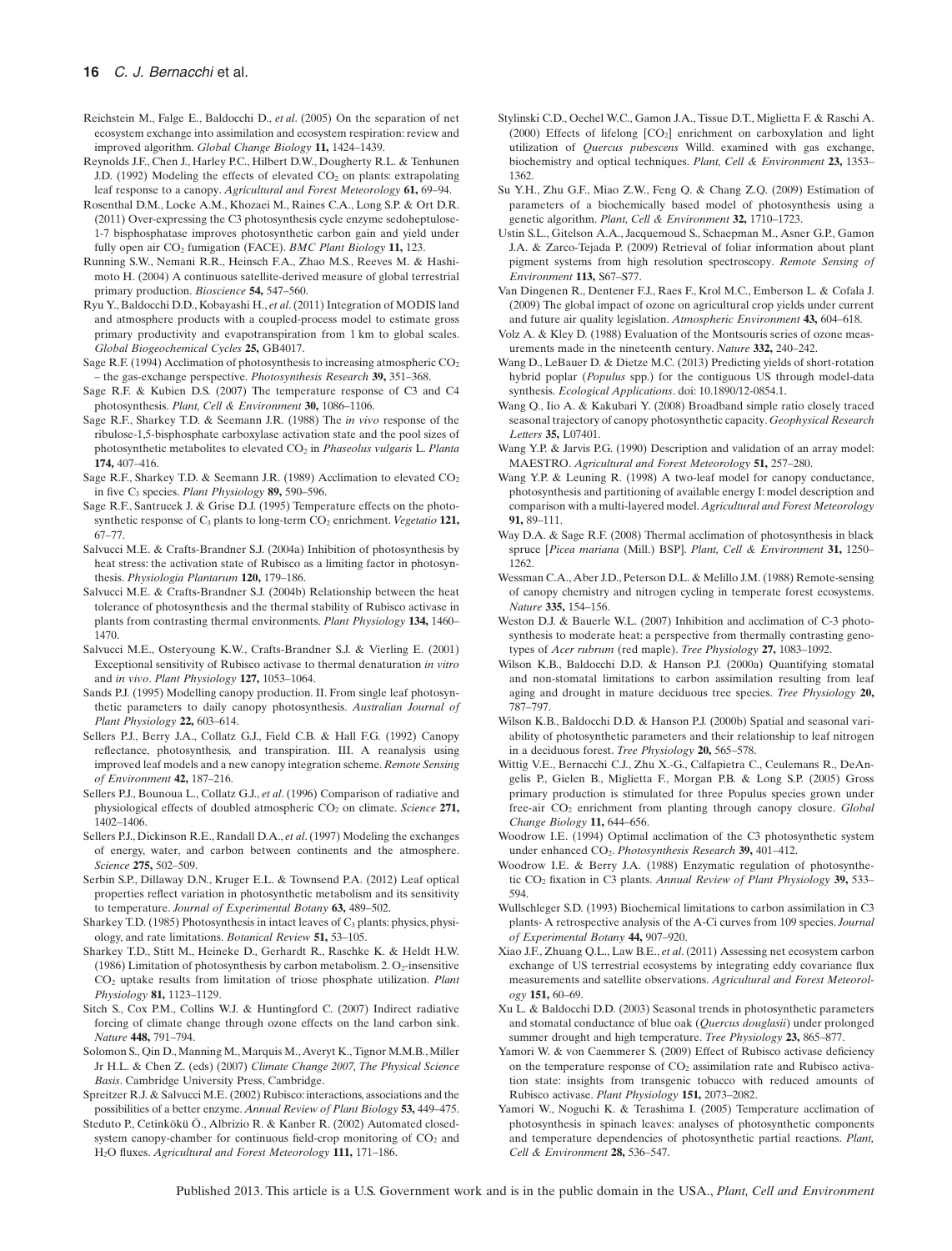Reichstein M., Falge E., Baldocchi D., *et al*. (2005) On the separation of net ecosystem exchange into assimilation and ecosystem respiration: review and improved algorithm. *Global Change Biology* **11,** 1424–1439.

Reynolds J.F., Chen J., Harley P.C., Hilbert D.W., Dougherty R.L. & Tenhunen J.D. (1992) Modeling the effects of elevated $CO_2$ on plants: extrapolating leaf response to a canopy. *Agricultural and Forest Meteorology* **61,** 69–94.

Rosenthal D.M., Locke A.M., Khozaei M., Raines C.A., Long S.P. & Ort D.R. (2011) Over-expressing the C3 photosynthesis cycle enzyme sedoheptulose-1-7 bisphosphatase improves photosynthetic carbon gain and yield under fully open air $CO_2$ fumigation (FACE). *BMC Plant Biology* **11,** 123.

Running S.W., Nemani R.R., Heinsch F.A., Zhao M.S., Reeves M. & Hashimoto H. (2004) A continuous satellite-derived measure of global terrestrial primary production. *Bioscience* **54,** 547–560.

Ryu Y., Baldocchi D.D., Kobayashi H., *et al*. (2011) Integration of MODIS land and atmosphere products with a coupled-process model to estimate gross primary productivity and evapotranspiration from 1 km to global scales. *Global Biogeochemical Cycles* **25,** GB4017.

Sage R.F. (1994) Acclimation of photosynthesis to increasing atmospheric $CO_2$ – the gas-exchange perspective. *Photosynthesis Research* **39,** 351–368.

Sage R.F. & Kubien D.S. (2007) The temperature response of C3 and C4 photosynthesis. *Plant, Cell & Environment* **30,** 1086–1106.

Sage R.F., Sharkey T.D. & Seemann J.R. (1988) The *in vivo* response of the ribulose-1,5-bisphosphate carboxylase activation state and the pool sizes of photosynthetic metabolites to elevated $CO_2$ in *Phaseolus vulgaris* L. *Planta* **174,** 407–416.

Sage R.F., Sharkey T.D. & Seemann J.R. (1989) Acclimation to elevated $CO_2$ in five $C_3$ species. *Plant Physiology* **89,** 590–596.

Sage R.F., Santrucek J. & Grise D.J. (1995) Temperature effects on the photosynthetic response of $C_3$ plants to long-term $CO_2$ enrichment. *Vegetatio* **121,** 67–77.

Salvucci M.E. & Crafts-Brandner S.J. (2004a) Inhibition of photosynthesis by heat stress: the activation state of Rubisco as a limiting factor in photosynthesis. *Physiologia Plantarum* **120,** 179–186.

Salvucci M.E. & Crafts-Brandner S.J. (2004b) Relationship between the heat tolerance of photosynthesis and the thermal stability of Rubisco activase in plants from contrasting thermal environments. *Plant Physiology* **134,** 1460–1470.

Salvucci M.E., Osteryoung K.W., Crafts-Brandner S.J. & Vierling E. (2001) Exceptional sensitivity of Rubisco activase to thermal denaturation *in vitro* and *in vivo*. *Plant Physiology* **127,** 1053–1064.

Sands P.J. (1995) Modelling canopy production. II. From single leaf photosynthetic parameters to daily canopy photosynthesis. *Australian Journal of Plant Physiology* **22,** 603–614.

Sellers P.J., Berry J.A., Collatz G.J., Field C.B. & Hall F.G. (1992) Canopy reflectance, photosynthesis, and transpiration. III. A reanalysis using improved leaf models and a new canopy integration scheme. *Remote Sensing of Environment* **42,** 187–216.

Sellers P.J., Bounoua L., Collatz G.J., *et al*. (1996) Comparison of radiative and physiological effects of doubled atmospheric $CO_2$ on climate. *Science* **271,** 1402–1406.

Sellers P.J., Dickinson R.E., Randall D.A., *et al*. (1997) Modeling the exchanges of energy, water, and carbon between continents and the atmosphere. *Science* **275,** 502–509.

Serbin S.P., Dillaway D.N., Kruger E.L. & Townsend P.A. (2012) Leaf optical properties reflect variation in photosynthetic metabolism and its sensitivity to temperature. *Journal of Experimental Botany* **63,** 489–502.

Sharkey T.D. (1985) Photosynthesis in intact leaves of $C_3$ plants: physics, physiology, and rate limitations. *Botanical Review* **51,** 53–105.

Sharkey T.D., Stitt M., Heineke D., Gerhardt R., Raschke K. & Heldt H.W. (1986) Limitation of photosynthesis by carbon metabolism. 2. $O_2$-insensitive $CO_2$ uptake results from limitation of triose phosphate utilization. *Plant Physiology* **81,** 1123–1129.

Sitch S., Cox P.M., Collins W.J. & Huntingford C. (2007) Indirect radiative forcing of climate change through ozone effects on the land carbon sink. *Nature* **448,** 791–794.

Solomon S., Qin D., Manning M., Marquis M., Averyt K., Tignor M.M.B., Miller Jr H.L. & Chen Z. (eds) (2007) *Climate Change 2007, The Physical Science Basis*. Cambridge University Press, Cambridge.

Spreitzer R.J. & Salvucci M.E. (2002) Rubisco: interactions, associations and the possibilities of a better enzyme. *Annual Review of Plant Biology* **53,** 449–475.

Steduto P., Cetinkökü Ö., Albrizio R. & Kanber R. (2002) Automated closed-system canopy-chamber for continuous field-crop monitoring of $CO_2$ and $H_2O$ fluxes. *Agricultural and Forest Meteorology* **111,** 171–186.

Stylinski C.D., Oechel W.C., Gamon J.A., Tissue D.T., Miglietta F. & Raschi A. (2000) Effects of lifelong $[CO_2]$ enrichment on carboxylation and light utilization of *Quercus pubescens* Willd. examined with gas exchange, biochemistry and optical techniques. *Plant, Cell & Environment* **23,** 1353–1362.

Su Y.H., Zhu G.F., Miao Z.W., Feng Q. & Chang Z.Q. (2009) Estimation of parameters of a biochemically based model of photosynthesis using a genetic algorithm. *Plant, Cell & Environment* **32,** 1710–1723.

Ustin S.L., Gitelson A.A., Jacquemoud S., Schaepman M., Asner G.P., Gamon J.A. & Zarco-Tejada P. (2009) Retrieval of foliar information about plant pigment systems from high resolution spectroscopy. *Remote Sensing of Environment* **113,** S67–S77.

Van Dingenen R., Dentener F.J., Raes F., Krol M.C., Emberson L. & Cofala J. (2009) The global impact of ozone on agricultural crop yields under current and future air quality legislation. *Atmospheric Environment* **43,** 604–618.

Volz A. & Kley D. (1988) Evaluation of the Montsouris series of ozone measurements made in the nineteenth century. *Nature* **332,** 240–242.

Wang D., LeBauer D. & Dietze M.C. (2013) Predicting yields of short-rotation hybrid poplar (*Populus* spp.) for the contiguous US through model-data synthesis. *Ecological Applications*. doi: 10.1890/12-0854.1.

Wang Q., Iio A. & Kakubari Y. (2008) Broadband simple ratio closely traced seasonal trajectory of canopy photosynthetic capacity. *Geophysical Research Letters* **35,** L07401.

Wang Y.P. & Jarvis P.G. (1990) Description and validation of an array model: MAESTRO. *Agricultural and Forest Meteorology* **51,** 257–280.

Wang Y.P. & Leuning R. (1998) A two-leaf model for canopy conductance, photosynthesis and partitioning of available energy I: model description and comparison with a multi-layered model. *Agricultural and Forest Meteorology* **91,** 89–111.

Way D.A. & Sage R.F. (2008) Thermal acclimation of photosynthesis in black spruce [*Picea mariana* (Mill.) BSP]. *Plant, Cell & Environment* **31,** 1250–1262.

Wessman C.A., Aber J.D., Peterson D.L. & Melillo J.M. (1988) Remote-sensing of canopy chemistry and nitrogen cycling in temperate forest ecosystems. *Nature* **335,** 154–156.

Weston D.J. & Bauerle W.L. (2007) Inhibition and acclimation of C-3 photosynthesis to moderate heat: a perspective from thermally contrasting genotypes of *Acer rubrum* (red maple). *Tree Physiology* **27,** 1083–1092.

Wilson K.B., Baldocchi D.D. & Hanson P.J. (2000a) Quantifying stomatal and non-stomatal limitations to carbon assimilation resulting from leaf aging and drought in mature deciduous tree species. *Tree Physiology* **20,** 787–797.

Wilson K.B., Baldocchi D.D. & Hanson P.J. (2000b) Spatial and seasonal variability of photosynthetic parameters and their relationship to leaf nitrogen in a deciduous forest. *Tree Physiology* **20,** 565–578.

Wittig V.E., Bernacchi C.J., Zhu X.-G., Calfapietra C., Ceulemans R., DeAngelis P., Gielen B., Miglietta F., Morgan P.B. & Long S.P. (2005) Gross primary production is stimulated for three Populus species grown under free-air $CO_2$ enrichment from planting through canopy closure. *Global Change Biology* **11,** 644–656.

Woodrow I.E. (1994) Optimal acclimation of the C3 photosynthetic system under enhanced $CO_2$. *Photosynthesis Research* **39,** 401–412.

Woodrow I.E. & Berry J.A. (1988) Enzymatic regulation of photosynthetic $CO_2$ fixation in C3 plants. *Annual Review of Plant Physiology* **39,** 533–594.

Wullschleger S.D. (1993) Biochemical limitations to carbon assimilation in C3 plants- A retrospective analysis of the A-Ci curves from 109 species. *Journal of Experimental Botany* **44,** 907–920.

Xiao J.F., Zhuang Q.L., Law B.E., *et al*. (2011) Assessing net ecosystem carbon exchange of US terrestrial ecosystems by integrating eddy covariance flux measurements and satellite observations. *Agricultural and Forest Meteorology* **151,** 60–69.

Xu L. & Baldocchi D.D. (2003) Seasonal trends in photosynthetic parameters and stomatal conductance of blue oak (*Quercus douglasii*) under prolonged summer drought and high temperature. *Tree Physiology* **23,** 865–877.

Yamori W. & von Caemmerer S. (2009) Effect of Rubisco activase deficiency on the temperature response of $CO_2$ assimilation rate and Rubisco activation state: insights from transgenic tobacco with reduced amounts of Rubisco activase. *Plant Physiology* **151,** 2073–2082.

Yamori W., Noguchi K. & Terashima I. (2005) Temperature acclimation of photosynthesis in spinach leaves: analyses of photosynthetic components and temperature dependencies of photosynthetic partial reactions. *Plant, Cell & Environment* **28,** 536–547.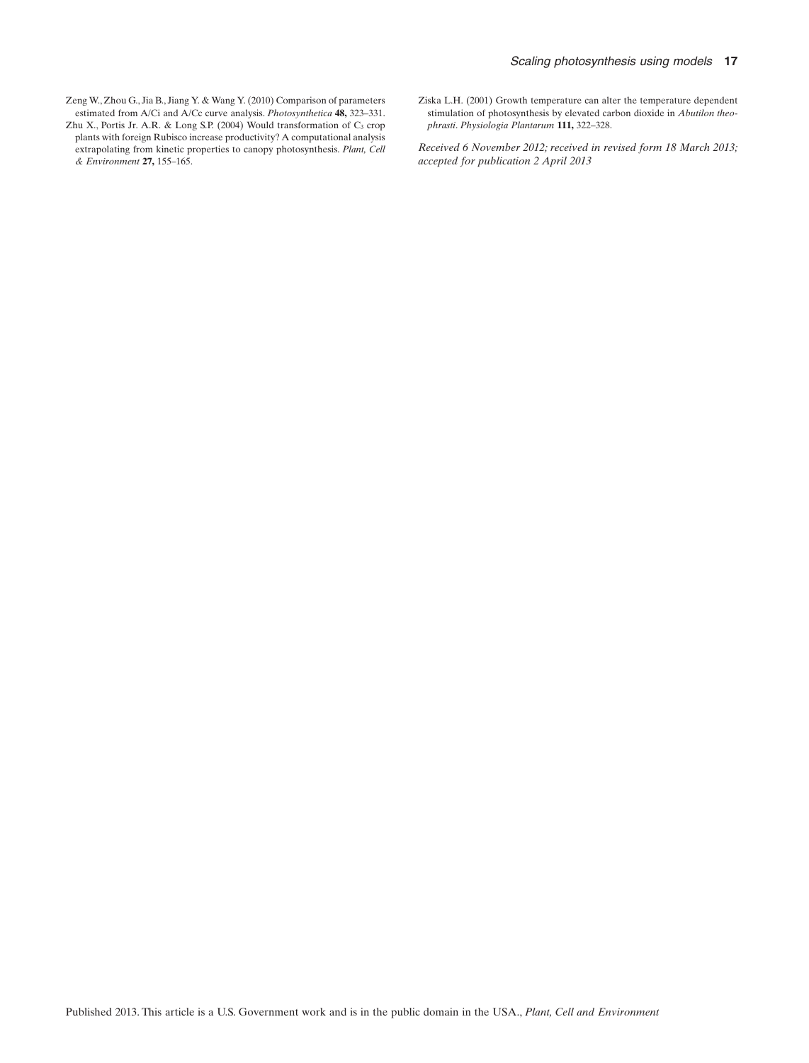Zeng W., Zhou G., Jia B., Jiang Y. & Wang Y. (2010) Comparison of parameters estimated from A/Ci and A/Cc curve analysis. *Photosynthetica* **48,** 323–331.

Zhu X., Portis Jr. A.R. & Long S.P. (2004) Would transformation of $C_3$ crop plants with foreign Rubisco increase productivity? A computational analysis extrapolating from kinetic properties to canopy photosynthesis. *Plant, Cell & Environment* **27,** 155–165.

Ziska L.H. (2001) Growth temperature can alter the temperature dependent stimulation of photosynthesis by elevated carbon dioxide in *Abutilon theophrasti*. *Physiologia Plantarum* **111,** 322–328.

*Received 6 November 2012; received in revised form 18 March 2013; accepted for publication 2 April 2013*

Published 2013. This article is a U.S. Government work and is in the public domain in the USA., *Plant, Cell and Environment*